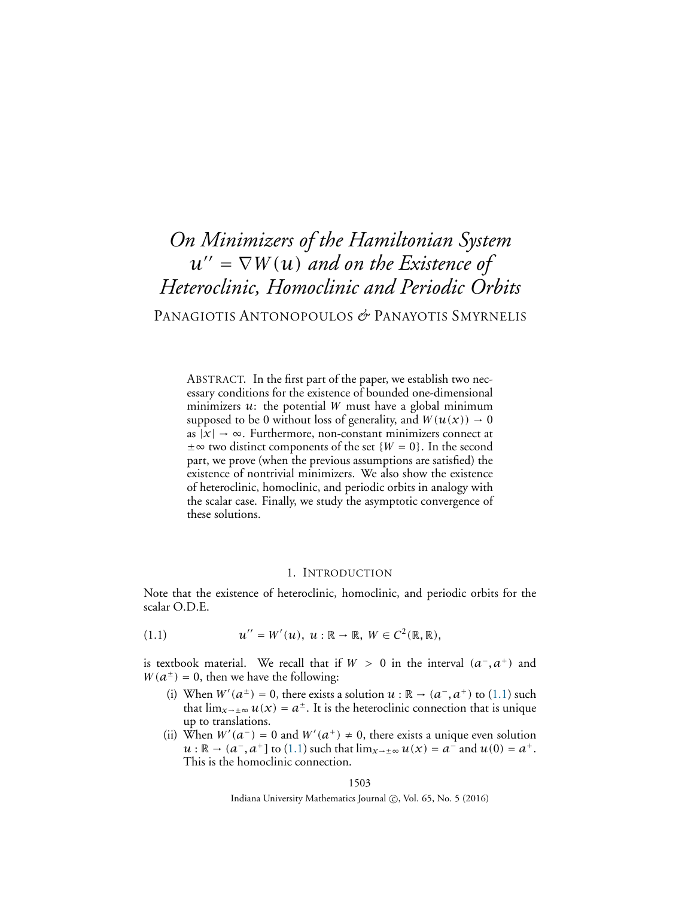# *On Minimizers of the Hamiltonian System $u'' = \nabla W(u)$ and on the Existence of Heteroclinic, Homoclinic and Periodic Orbits*

PANAGIOTIS ANTONOPOULOS *&* PANAYOTIS SMYRNELIS

ABSTRACT. In the first part of the paper, we establish two necessary conditions for the existence of bounded one-dimensional minimizers $u$: the potential $W$ must have a global minimum supposed to be 0 without loss of generality, and $W(u(x)) \to 0$ as $|x| \to \infty$. Furthermore, non-constant minimizers connect at $\pm\infty$ two distinct components of the set $\{W = 0\}$. In the second part, we prove (when the previous assumptions are satisfied) the existence of nontrivial minimizers. We also show the existence of heteroclinic, homoclinic, and periodic orbits in analogy with the scalar case. Finally, we study the asymptotic convergence of these solutions.

## 1. INTRODUCTION

Note that the existence of heteroclinic, homoclinic, and periodic orbits for the scalar O.D.E.

$$u'' = W'(u), \; u : \mathbb{R} \to \mathbb{R}, \; W \in C^2(\mathbb{R}, \mathbb{R}), \tag{1.1}$$

is textbook material. We recall that if $W > 0$ in the interval $(a^-, a^+)$ and $W(a^\pm) = 0$, then we have the following:

(i) When $W'(a^\pm) = 0$, there exists a solution $u : \mathbb{R} \to (a^-, a^+)$ to (1.1) such that $\lim_{x \to \pm\infty} u(x) = a^\pm$. It is the heteroclinic connection that is unique up to translations.

(ii) When $W'(a^-) = 0$ and $W'(a^+) \neq 0$, there exists a unique even solution $u : \mathbb{R} \to (a^-, a^+]$ to (1.1) such that $\lim_{x \to \pm\infty} u(x) = a^-$ and $u(0) = a^+$. This is the homoclinic connection.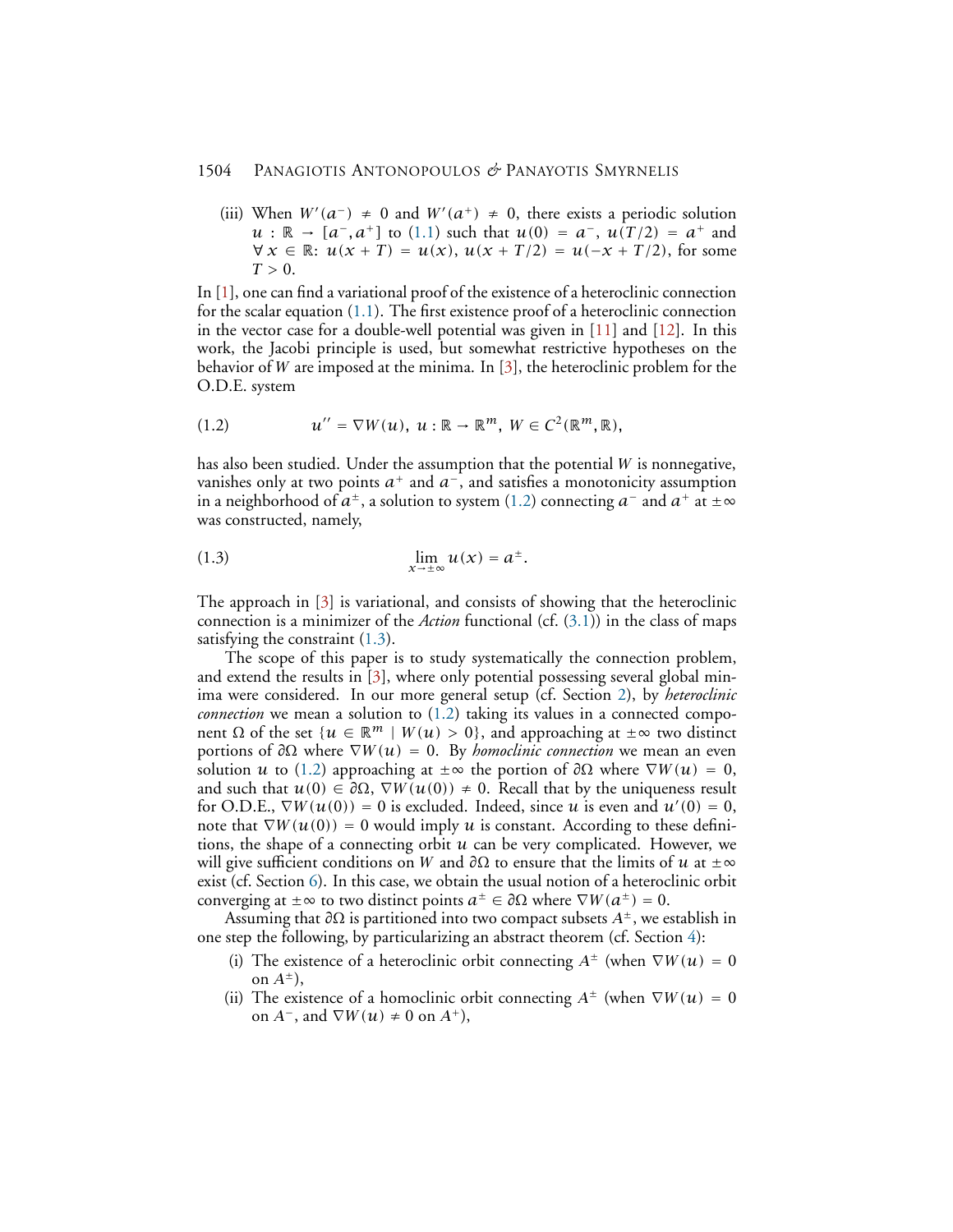(iii) When $W'(a^-) \neq 0$ and $W'(a^+) \neq 0$, there exists a periodic solution $u : \mathbb{R} \to [a^-, a^+]$ to (1.1) such that $u(0) = a^-$, $u(T/2) = a^+$ and $\forall\, x \in \mathbb{R}$: $u(x + T) = u(x)$, $u(x + T/2) = u(-x + T/2)$, for some $T > 0$.

In [1], one can find a variational proof of the existence of a heteroclinic connection for the scalar equation (1.1). The first existence proof of a heteroclinic connection in the vector case for a double-well potential was given in [11] and [12]. In this work, the Jacobi principle is used, but somewhat restrictive hypotheses on the behavior of $W$ are imposed at the minima. In [3], the heteroclinic problem for the O.D.E. system

$$u'' = \nabla W(u),\ u : \mathbb{R} \to \mathbb{R}^m,\ W \in C^2(\mathbb{R}^m, \mathbb{R}), \tag{1.2}$$

has also been studied. Under the assumption that the potential $W$ is nonnegative, vanishes only at two points $a^+$ and $a^-$, and satisfies a monotonicity assumption in a neighborhood of $a^\pm$, a solution to system (1.2) connecting $a^-$ and $a^+$ at $\pm\infty$ was constructed, namely,

$$\lim_{x \to \pm\infty} u(x) = a^\pm. \tag{1.3}$$

The approach in [3] is variational, and consists of showing that the heteroclinic connection is a minimizer of the *Action* functional (cf. (3.1)) in the class of maps satisfying the constraint (1.3).

The scope of this paper is to study systematically the connection problem, and extend the results in [3], where only potential possessing several global minima were considered. In our more general setup (cf. Section 2), by *heteroclinic connection* we mean a solution to (1.2) taking its values in a connected component $\Omega$ of the set $\{u \in \mathbb{R}^m \mid W(u) > 0\}$, and approaching at $\pm\infty$ two distinct portions of $\partial\Omega$ where $\nabla W(u) = 0$. By *homoclinic connection* we mean an even solution $u$ to (1.2) approaching at $\pm\infty$ the portion of $\partial\Omega$ where $\nabla W(u) = 0$, and such that $u(0) \in \partial\Omega$, $\nabla W(u(0)) \neq 0$. Recall that by the uniqueness result for O.D.E., $\nabla W(u(0)) = 0$ is excluded. Indeed, since $u$ is even and $u'(0) = 0$, note that $\nabla W(u(0)) = 0$ would imply $u$ is constant. According to these definitions, the shape of a connecting orbit $u$ can be very complicated. However, we will give sufficient conditions on $W$ and $\partial\Omega$ to ensure that the limits of $u$ at $\pm\infty$ exist (cf. Section 6). In this case, we obtain the usual notion of a heteroclinic orbit converging at $\pm\infty$ to two distinct points $a^\pm \in \partial\Omega$ where $\nabla W(a^\pm) = 0$.

Assuming that $\partial\Omega$ is partitioned into two compact subsets $A^\pm$, we establish in one step the following, by particularizing an abstract theorem (cf. Section 4):

(i) The existence of a heteroclinic orbit connecting $A^\pm$ (when $\nabla W(u) = 0$ on $A^\pm$),

(ii) The existence of a homoclinic orbit connecting $A^\pm$ (when $\nabla W(u) = 0$ on $A^-$, and $\nabla W(u) \neq 0$ on $A^+$),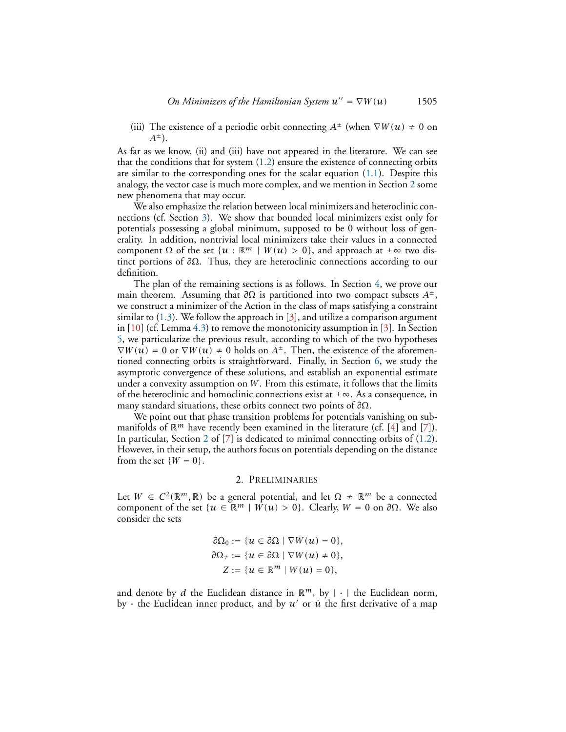(iii) The existence of a periodic orbit connecting $A^{\pm}$ (when $\nabla W(u) \neq 0$ on $A^{\pm}$).

As far as we know, (ii) and (iii) have not appeared in the literature. We can see that the conditions that for system (1.2) ensure the existence of connecting orbits are similar to the corresponding ones for the scalar equation (1.1). Despite this analogy, the vector case is much more complex, and we mention in Section 2 some new phenomena that may occur.

We also emphasize the relation between local minimizers and heteroclinic connections (cf. Section 3). We show that bounded local minimizers exist only for potentials possessing a global minimum, supposed to be 0 without loss of generality. In addition, nontrivial local minimizers take their values in a connected component $\Omega$ of the set $\{u : \mathbb{R}^m \mid W(u) > 0\}$, and approach at $\pm\infty$ two distinct portions of $\partial\Omega$. Thus, they are heteroclinic connections according to our definition.

The plan of the remaining sections is as follows. In Section 4, we prove our main theorem. Assuming that $\partial\Omega$ is partitioned into two compact subsets $A^{\pm}$, we construct a minimizer of the Action in the class of maps satisfying a constraint similar to (1.3). We follow the approach in [3], and utilize a comparison argument in [10] (cf. Lemma 4.3) to remove the monotonicity assumption in [3]. In Section 5, we particularize the previous result, according to which of the two hypotheses $\nabla W(u) = 0$ or $\nabla W(u) \neq 0$ holds on $A^{\pm}$. Then, the existence of the aforementioned connecting orbits is straightforward. Finally, in Section 6, we study the asymptotic convergence of these solutions, and establish an exponential estimate under a convexity assumption on $W$. From this estimate, it follows that the limits of the heteroclinic and homoclinic connections exist at $\pm\infty$. As a consequence, in many standard situations, these orbits connect two points of $\partial\Omega$.

We point out that phase transition problems for potentials vanishing on submanifolds of $\mathbb{R}^m$ have recently been examined in the literature (cf. [4] and [7]). In particular, Section 2 of [7] is dedicated to minimal connecting orbits of (1.2). However, in their setup, the authors focus on potentials depending on the distance from the set $\{W = 0\}$.

## 2. Preliminaries

Let $W \in C^2(\mathbb{R}^m, \mathbb{R})$ be a general potential, and let $\Omega \neq \mathbb{R}^m$ be a connected component of the set $\{u \in \mathbb{R}^m \mid W(u) > 0\}$. Clearly, $W = 0$ on $\partial\Omega$. We also consider the sets

$$\partial\Omega_0 := \{u \in \partial\Omega \mid \nabla W(u) = 0\},$$
$$\partial\Omega_{\neq} := \{u \in \partial\Omega \mid \nabla W(u) \neq 0\},$$
$$Z := \{u \in \mathbb{R}^m \mid W(u) = 0\},$$

and denote by $d$ the Euclidean distance in $\mathbb{R}^m$, by $|\cdot|$ the Euclidean norm, by $\cdot$ the Euclidean inner product, and by $u'$ or $\dot{u}$ the first derivative of a map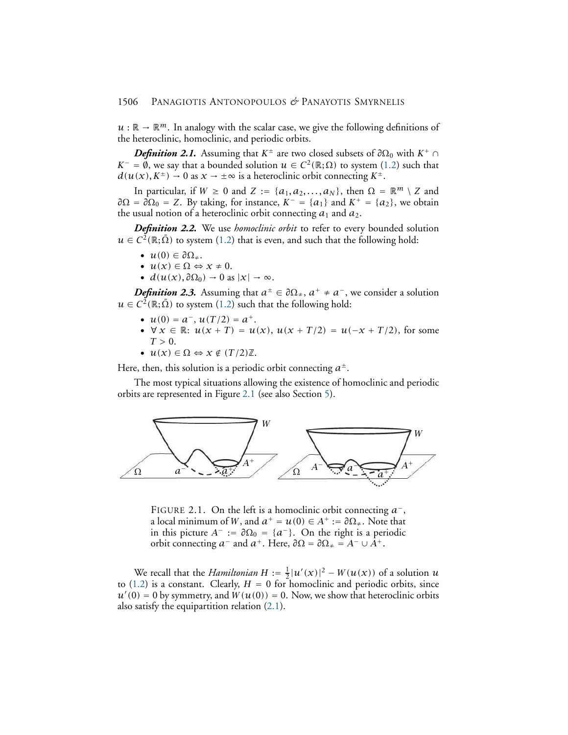$u : \mathbb{R} \to \mathbb{R}^m$. In analogy with the scalar case, we give the following definitions of the heteroclinic, homoclinic, and periodic orbits.

***Definition 2.1.*** Assuming that $K^\pm$ are two closed subsets of $\partial\Omega_0$ with $K^+ \cap K^- = \emptyset$, we say that a bounded solution $u \in C^2(\mathbb{R}; \Omega)$ to system (1.2) such that $d(u(x), K^\pm) \to 0$ as $x \to \pm\infty$ is a heteroclinic orbit connecting $K^\pm$.

In particular, if $W \geq 0$ and $Z := \{a_1, a_2, \dots, a_N\}$, then $\Omega = \mathbb{R}^m \setminus Z$ and $\partial\Omega = \partial\Omega_0 = Z$. By taking, for instance, $K^- = \{a_1\}$ and $K^+ = \{a_2\}$, we obtain the usual notion of a heteroclinic orbit connecting $a_1$ and $a_2$.

***Definition 2.2.*** We use *homoclinic orbit* to refer to every bounded solution $u \in C^2(\mathbb{R}; \bar{\Omega})$ to system (1.2) that is even, and such that the following hold:

- $u(0) \in \partial\Omega_{\neq}$.
- $u(x) \in \Omega \Leftrightarrow x \neq 0$.
- $d(u(x), \partial\Omega_0) \to 0$ as $|x| \to \infty$.

***Definition 2.3.*** Assuming that $a^\pm \in \partial\Omega_{\neq}$, $a^+ \neq a^-$, we consider a solution $u \in C^2(\mathbb{R}; \bar{\Omega})$ to system (1.2) such that the following hold:

- $u(0) = a^-$, $u(T/2) = a^+$.
- $\forall\, x \in \mathbb{R}$: $u(x + T) = u(x)$, $u(x + T/2) = u(-x + T/2)$, for some $T > 0$.
- $u(x) \in \Omega \Leftrightarrow x \notin (T/2)\mathbb{Z}$.

Here, then, this solution is a periodic orbit connecting $a^\pm$.

The most typical situations allowing the existence of homoclinic and periodic orbits are represented in Figure 2.1 (see also Section 5).

FIGURE 2.1. On the left is a homoclinic orbit connecting $a^-$, a local minimum of $W$, and $a^+ = u(0) \in A^+ := \partial\Omega_{\neq}$. Note that in this picture $A^- := \partial\Omega_0 = \{a^-\}$. On the right is a periodic orbit connecting $a^-$ and $a^+$. Here, $\partial\Omega = \partial\Omega_{\neq} = A^- \cup A^+$.

We recall that the *Hamiltonian* $H := \frac{1}{2}|u'(x)|^2 - W(u(x))$ of a solution $u$ to (1.2) is a constant. Clearly, $H = 0$ for homoclinic and periodic orbits, since $u'(0) = 0$ by symmetry, and $W(u(0)) = 0$. Now, we show that heteroclinic orbits also satisfy the equipartition relation (2.1).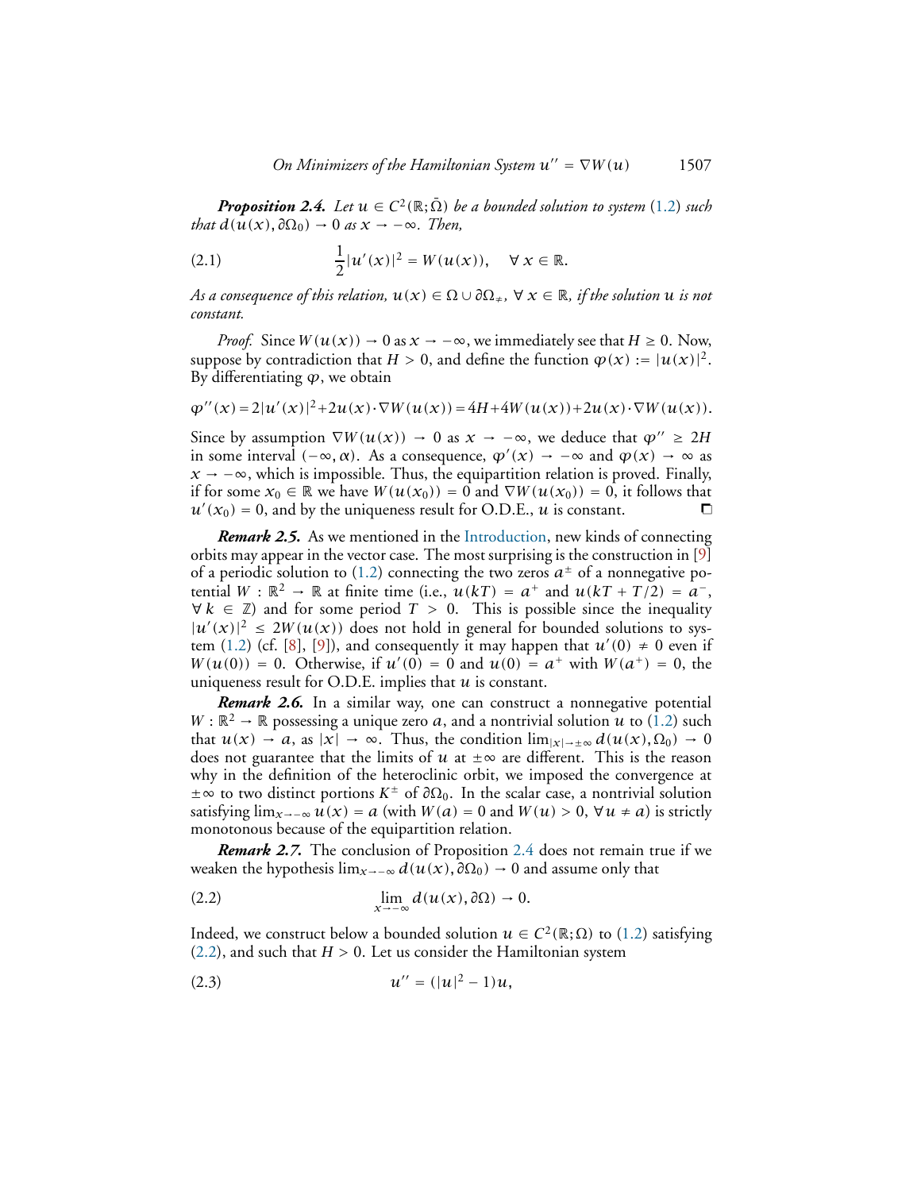***Proposition 2.4.*** *Let $u \in C^2(\mathbb{R};\bar{\Omega})$ be a bounded solution to system (1.2) such that $d(u(x), \partial\Omega_0) \to 0$ as $x \to -\infty$. Then,*

$$\frac{1}{2}|u'(x)|^2 = W(u(x)), \quad \forall\, x \in \mathbb{R}. \tag{2.1}$$

*As a consequence of this relation, $u(x) \in \Omega \cup \partial\Omega_{\neq}$, $\forall\, x \in \mathbb{R}$, if the solution $u$ is not constant.*

*Proof.* Since $W(u(x)) \to 0$ as $x \to -\infty$, we immediately see that $H \geq 0$. Now, suppose by contradiction that $H > 0$, and define the function $\varphi(x) := |u(x)|^2$. By differentiating $\varphi$, we obtain

$$\varphi''(x) = 2|u'(x)|^2 + 2u(x)\cdot\nabla W(u(x)) = 4H + 4W(u(x)) + 2u(x)\cdot\nabla W(u(x)).$$

Since by assumption $\nabla W(u(x)) \to 0$ as $x \to -\infty$, we deduce that $\varphi'' \geq 2H$ in some interval $(-\infty, \alpha)$. As a consequence, $\varphi'(x) \to -\infty$ and $\varphi(x) \to \infty$ as $x \to -\infty$, which is impossible. Thus, the equipartition relation is proved. Finally, if for some $x_0 \in \mathbb{R}$ we have $W(u(x_0)) = 0$ and $\nabla W(u(x_0)) = 0$, it follows that $u'(x_0) = 0$, and by the uniqueness result for O.D.E., $u$ is constant. ◻

***Remark 2.5.*** As we mentioned in the Introduction, new kinds of connecting orbits may appear in the vector case. The most surprising is the construction in [9] of a periodic solution to (1.2) connecting the two zeros $a^\pm$ of a nonnegative potential $W : \mathbb{R}^2 \to \mathbb{R}$ at finite time (i.e., $u(kT) = a^+$ and $u(kT + T/2) = a^-$, $\forall\, k \in \mathbb{Z}$) and for some period $T > 0$. This is possible since the inequality $|u'(x)|^2 \leq 2W(u(x))$ does not hold in general for bounded solutions to system (1.2) (cf. [8], [9]), and consequently it may happen that $u'(0) \neq 0$ even if $W(u(0)) = 0$. Otherwise, if $u'(0) = 0$ and $u(0) = a^+$ with $W(a^+) = 0$, the uniqueness result for O.D.E. implies that $u$ is constant.

***Remark 2.6.*** In a similar way, one can construct a nonnegative potential $W : \mathbb{R}^2 \to \mathbb{R}$ possessing a unique zero $a$, and a nontrivial solution $u$ to (1.2) such that $u(x) \to a$, as $|x| \to \infty$. Thus, the condition $\lim_{|x|\to\pm\infty} d(u(x), \Omega_0) \to 0$ does not guarantee that the limits of $u$ at $\pm\infty$ are different. This is the reason why in the definition of the heteroclinic orbit, we imposed the convergence at $\pm\infty$ to two distinct portions $K^\pm$ of $\partial\Omega_0$. In the scalar case, a nontrivial solution satisfying $\lim_{x\to-\infty} u(x) = a$ (with $W(a) = 0$ and $W(u) > 0$, $\forall\, u \neq a$) is strictly monotonous because of the equipartition relation.

***Remark 2.7.*** The conclusion of Proposition 2.4 does not remain true if we weaken the hypothesis $\lim_{x\to-\infty} d(u(x), \partial\Omega_0) \to 0$ and assume only that

$$\lim_{x\to-\infty} d(u(x), \partial\Omega) \to 0. \tag{2.2}$$

Indeed, we construct below a bounded solution $u \in C^2(\mathbb{R};\Omega)$ to (1.2) satisfying (2.2), and such that $H > 0$. Let us consider the Hamiltonian system

$$u'' = (|u|^2 - 1)u, \tag{2.3}$$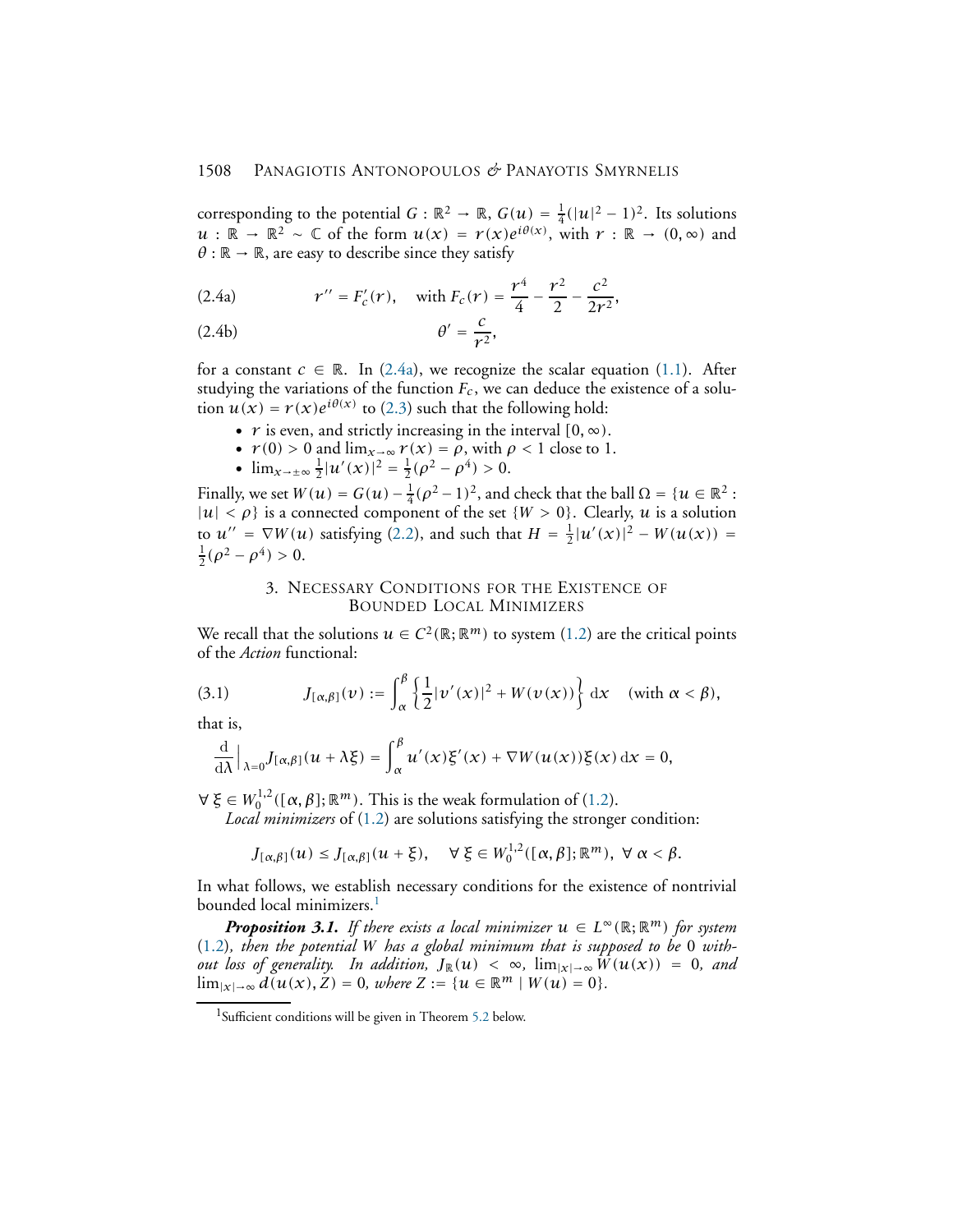corresponding to the potential $G : \mathbb{R}^2 \to \mathbb{R}$, $G(u) = \frac{1}{4}(|u|^2 - 1)^2$. Its solutions $u : \mathbb{R} \to \mathbb{R}^2 \sim \mathbb{C}$ of the form $u(x) = r(x)e^{i\theta(x)}$, with $r : \mathbb{R} \to (0, \infty)$ and $\theta : \mathbb{R} \to \mathbb{R}$, are easy to describe since they satisfy

$$r'' = F_c'(r), \quad \text{with } F_c(r) = \frac{r^4}{4} - \frac{r^2}{2} - \frac{c^2}{2r^2}, \tag{2.4a}$$

$$\theta' = \frac{c}{r^2}, \tag{2.4b}$$

for a constant $c \in \mathbb{R}$. In (2.4a), we recognize the scalar equation (1.1). After studying the variations of the function $F_c$, we can deduce the existence of a solution $u(x) = r(x)e^{i\theta(x)}$ to (2.3) such that the following hold:

- $r$ is even, and strictly increasing in the interval $[0, \infty)$.
- $r(0) > 0$ and $\lim_{x\to\infty} r(x) = \rho$, with $\rho < 1$ close to 1.
- $\lim_{x\to\pm\infty} \frac{1}{2}|u'(x)|^2 = \frac{1}{2}(\rho^2 - \rho^4) > 0$.

Finally, we set $W(u) = G(u) - \frac{1}{4}(\rho^2 - 1)^2$, and check that the ball $\Omega = \{u \in \mathbb{R}^2 : |u| < \rho\}$ is a connected component of the set $\{W > 0\}$. Clearly, $u$ is a solution to $u'' = \nabla W(u)$ satisfying (2.2), and such that $H = \frac{1}{2}|u'(x)|^2 - W(u(x)) = \frac{1}{2}(\rho^2 - \rho^4) > 0$.

## 3. Necessary Conditions for the Existence of Bounded Local Minimizers

We recall that the solutions $u \in C^2(\mathbb{R}; \mathbb{R}^m)$ to system (1.2) are the critical points of the *Action* functional:

$$J_{[\alpha,\beta]}(v) := \int_\alpha^\beta \left\{ \frac{1}{2}|v'(x)|^2 + W(v(x)) \right\} \mathrm{d}x \quad (\text{with } \alpha < \beta), \tag{3.1}$$

that is,

$$\frac{\mathrm{d}}{\mathrm{d}\lambda}\Big|_{\lambda=0} J_{[\alpha,\beta]}(u + \lambda\xi) = \int_\alpha^\beta u'(x)\xi'(x) + \nabla W(u(x))\xi(x)\,\mathrm{d}x = 0,$$

$\forall\, \xi \in W_0^{1,2}([\alpha, \beta]; \mathbb{R}^m)$. This is the weak formulation of (1.2).

*Local minimizers* of (1.2) are solutions satisfying the stronger condition:

$$J_{[\alpha,\beta]}(u) \le J_{[\alpha,\beta]}(u + \xi), \quad \forall\, \xi \in W_0^{1,2}([\alpha, \beta]; \mathbb{R}^m),\ \forall\, \alpha < \beta.$$

In what follows, we establish necessary conditions for the existence of nontrivial bounded local minimizers.[1]

***Proposition 3.1.*** *If there exists a local minimizer $u \in L^\infty(\mathbb{R}; \mathbb{R}^m)$ for system (1.2), then the potential $W$ has a global minimum that is supposed to be $0$ without loss of generality. In addition, $J_{\mathbb{R}}(u) < \infty$, $\lim_{|x|\to\infty} W(u(x)) = 0$, and $\lim_{|x|\to\infty} d(u(x), Z) = 0$, where $Z := \{u \in \mathbb{R}^m \mid W(u) = 0\}$.*

[1] Sufficient conditions will be given in Theorem 5.2 below.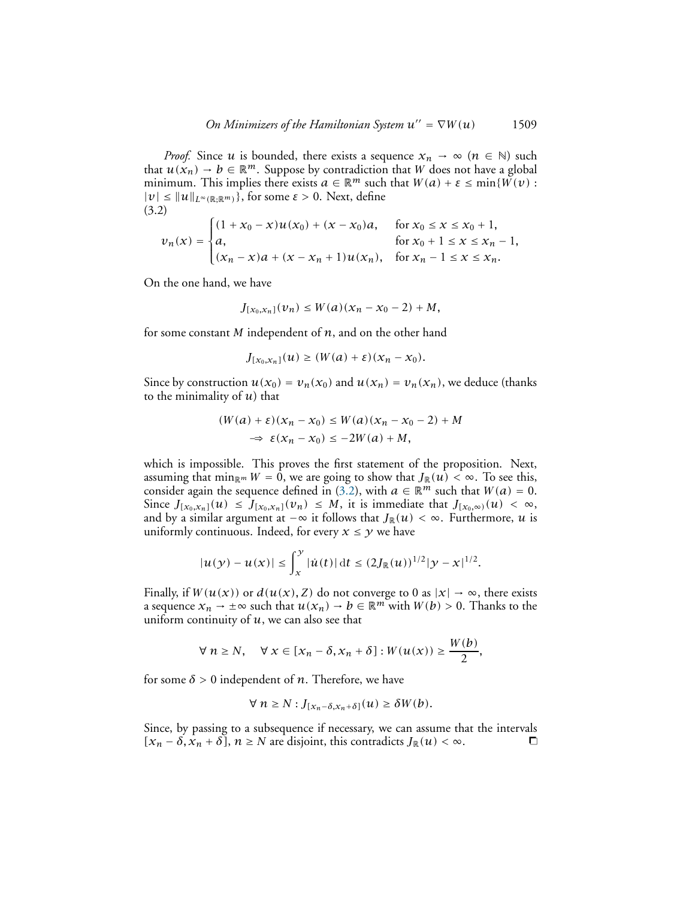*Proof.* Since $u$ is bounded, there exists a sequence $x_n \to \infty$ ($n \in \mathbb{N}$) such that $u(x_n) \to b \in \mathbb{R}^m$. Suppose by contradiction that $W$ does not have a global minimum. This implies there exists $a \in \mathbb{R}^m$ such that $W(a) + \varepsilon \le \min\{W(v) : |v| \le \|u\|_{L^\infty(\mathbb{R};\mathbb{R}^m)}\}$, for some $\varepsilon > 0$. Next, define

(3.2)
$$v_n(x) = \begin{cases} (1 + x_0 - x)u(x_0) + (x - x_0)a, & \text{for } x_0 \le x \le x_0 + 1, \\ a, & \text{for } x_0 + 1 \le x \le x_n - 1, \\ (x_n - x)a + (x - x_n + 1)u(x_n), & \text{for } x_n - 1 \le x \le x_n. \end{cases}$$

On the one hand, we have

$$J_{[x_0,x_n]}(v_n) \le W(a)(x_n - x_0 - 2) + M,$$

for some constant $M$ independent of $n$, and on the other hand

$$J_{[x_0,x_n]}(u) \ge (W(a) + \varepsilon)(x_n - x_0).$$

Since by construction $u(x_0) = v_n(x_0)$ and $u(x_n) = v_n(x_n)$, we deduce (thanks to the minimality of $u$) that

$$\begin{aligned} (W(a) + \varepsilon)(x_n - x_0) &\le W(a)(x_n - x_0 - 2) + M \\ \Longrightarrow\ \varepsilon(x_n - x_0) &\le -2W(a) + M, \end{aligned}$$

which is impossible. This proves the first statement of the proposition. Next, assuming that $\min_{\mathbb{R}^m} W = 0$, we are going to show that $J_{\mathbb{R}}(u) < \infty$. To see this, consider again the sequence defined in (3.2), with $a \in \mathbb{R}^m$ such that $W(a) = 0$. Since $J_{[x_0,x_n]}(u) \le J_{[x_0,x_n]}(v_n) \le M$, it is immediate that $J_{[x_0,\infty)}(u) < \infty$, and by a similar argument at $-\infty$ it follows that $J_{\mathbb{R}}(u) < \infty$. Furthermore, $u$ is uniformly continuous. Indeed, for every $x \le y$ we have

$$|u(y) - u(x)| \le \int_x^y |\dot{u}(t)|\,\mathrm{d}t \le (2J_{\mathbb{R}}(u))^{1/2}|y - x|^{1/2}.$$

Finally, if $W(u(x))$ or $d(u(x), Z)$ do not converge to 0 as $|x| \to \infty$, there exists a sequence $x_n \to \pm\infty$ such that $u(x_n) \to b \in \mathbb{R}^m$ with $W(b) > 0$. Thanks to the uniform continuity of $u$, we can also see that

$$\forall\, n \ge N, \quad \forall\, x \in [x_n - \delta, x_n + \delta] : W(u(x)) \ge \frac{W(b)}{2},$$

for some $\delta > 0$ independent of $n$. Therefore, we have

$$\forall\, n \ge N : J_{[x_n-\delta,x_n+\delta]}(u) \ge \delta W(b).$$

Since, by passing to a subsequence if necessary, we can assume that the intervals $[x_n - \delta, x_n + \delta]$, $n \ge N$ are disjoint, this contradicts $J_{\mathbb{R}}(u) < \infty$. □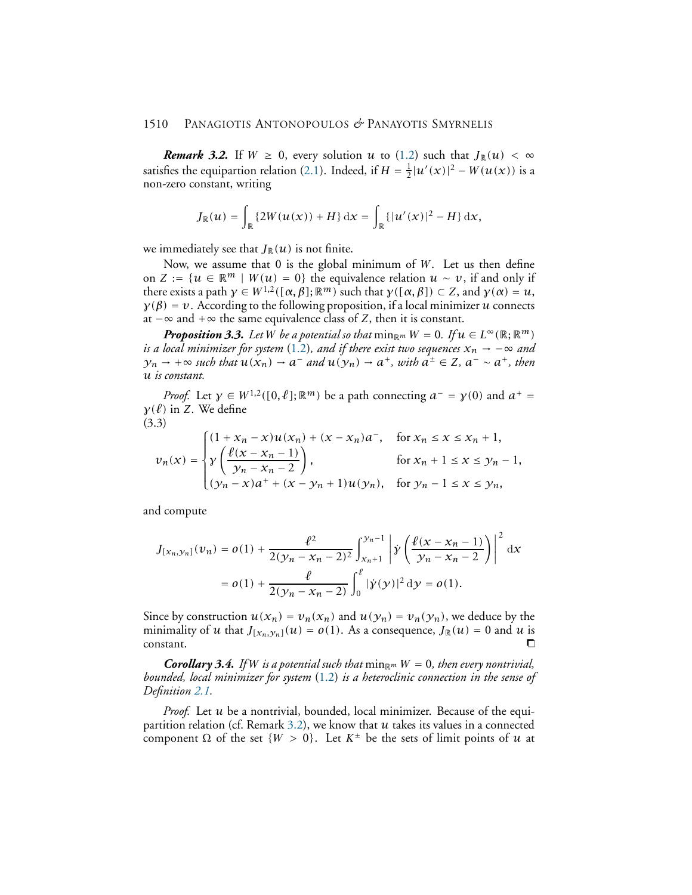***Remark 3.2.*** If $W \geq 0$, every solution $u$ to (1.2) such that $J_{\mathbb{R}}(u) < \infty$ satisfies the equipartion relation (2.1). Indeed, if $H = \frac{1}{2}|u'(x)|^2 - W(u(x))$ is a non-zero constant, writing

$$J_{\mathbb{R}}(u) = \int_{\mathbb{R}} \{2W(u(x)) + H\}\,\mathrm{d}x = \int_{\mathbb{R}} \{|u'(x)|^2 - H\}\,\mathrm{d}x,$$

we immediately see that $J_{\mathbb{R}}(u)$ is not finite.

Now, we assume that 0 is the global minimum of $W$. Let us then define on $Z := \{u \in \mathbb{R}^m \mid W(u) = 0\}$ the equivalence relation $u \sim v$, if and only if there exists a path $\gamma \in W^{1,2}([\alpha,\beta];\mathbb{R}^m)$ such that $\gamma([\alpha,\beta]) \subset Z$, and $\gamma(\alpha) = u$, $\gamma(\beta) = v$. According to the following proposition, if a local minimizer $u$ connects at $-\infty$ and $+\infty$ the same equivalence class of $Z$, then it is constant.

***Proposition 3.3.*** *Let $W$ be a potential so that $\min_{\mathbb{R}^m} W = 0$. If $u \in L^\infty(\mathbb{R};\mathbb{R}^m)$ is a local minimizer for system* (1.2)*, and if there exist two sequences $x_n \to -\infty$ and $y_n \to +\infty$ such that $u(x_n) \to a^-$ and $u(y_n) \to a^+$, with $a^\pm \in Z$, $a^- \sim a^+$, then $u$ is constant.*

*Proof.* Let $\gamma \in W^{1,2}([0,\ell];\mathbb{R}^m)$ be a path connecting $a^- = \gamma(0)$ and $a^+ = \gamma(\ell)$ in $Z$. We define
(3.3)

$$v_n(x) = \begin{cases} (1 + x_n - x)u(x_n) + (x - x_n)a^-, & \text{for } x_n \leq x \leq x_n + 1, \\ \gamma\left(\dfrac{\ell(x - x_n - 1)}{y_n - x_n - 2}\right), & \text{for } x_n + 1 \leq x \leq y_n - 1, \\ (y_n - x)a^+ + (x - y_n + 1)u(y_n), & \text{for } y_n - 1 \leq x \leq y_n, \end{cases}$$

and compute

$$\begin{aligned} J_{[x_n,y_n]}(v_n) &= o(1) + \frac{\ell^2}{2(y_n - x_n - 2)^2}\int_{x_n+1}^{y_n-1} \left|\dot\gamma\left(\frac{\ell(x - x_n - 1)}{y_n - x_n - 2}\right)\right|^2 \mathrm{d}x \\ &= o(1) + \frac{\ell}{2(y_n - x_n - 2)}\int_0^\ell |\dot\gamma(y)|^2\,\mathrm{d}y = o(1). \end{aligned}$$

Since by construction $u(x_n) = v_n(x_n)$ and $u(y_n) = v_n(y_n)$, we deduce by the minimality of $u$ that $J_{[x_n,y_n]}(u) = o(1)$. As a consequence, $J_{\mathbb{R}}(u) = 0$ and $u$ is constant. □

***Corollary 3.4.*** *If $W$ is a potential such that $\min_{\mathbb{R}^m} W = 0$, then every nontrivial, bounded, local minimizer for system* (1.2) *is a heteroclinic connection in the sense of Definition 2.1.*

*Proof.* Let $u$ be a nontrivial, bounded, local minimizer. Because of the equipartition relation (cf. Remark 3.2), we know that $u$ takes its values in a connected component $\Omega$ of the set $\{W > 0\}$. Let $K^\pm$ be the sets of limit points of $u$ at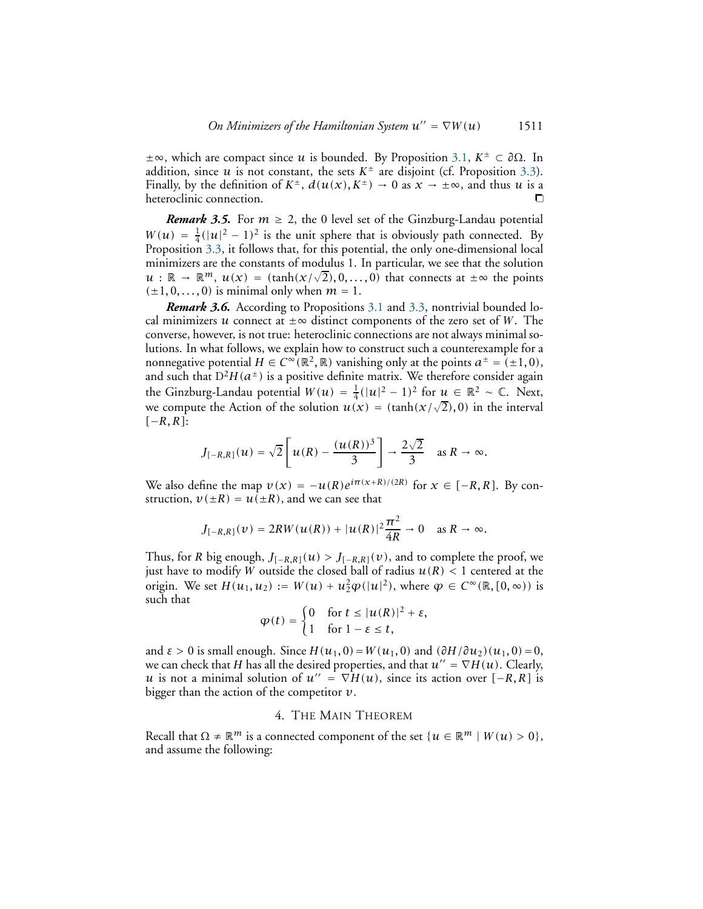$\pm\infty$, which are compact since $u$ is bounded. By Proposition 3.1, $K^\pm \subset \partial\Omega$. In addition, since $u$ is not constant, the sets $K^\pm$ are disjoint (cf. Proposition 3.3). Finally, by the definition of $K^\pm$, $d(u(x), K^\pm) \to 0$ as $x \to \pm\infty$, and thus $u$ is a heteroclinic connection. □

***Remark 3.5.*** For $m \geq 2$, the 0 level set of the Ginzburg-Landau potential $W(u) = \frac{1}{4}(|u|^2 - 1)^2$ is the unit sphere that is obviously path connected. By Proposition 3.3, it follows that, for this potential, the only one-dimensional local minimizers are the constants of modulus 1. In particular, we see that the solution $u : \mathbb{R} \to \mathbb{R}^m$, $u(x) = (\tanh(x/\sqrt{2}), 0, \ldots, 0)$ that connects at $\pm\infty$ the points $(\pm 1, 0, \ldots, 0)$ is minimal only when $m = 1$.

***Remark 3.6.*** According to Propositions 3.1 and 3.3, nontrivial bounded local minimizers $u$ connect at $\pm\infty$ distinct components of the zero set of $W$. The converse, however, is not true: heteroclinic connections are not always minimal solutions. In what follows, we explain how to construct such a counterexample for a nonnegative potential $H \in C^\infty(\mathbb{R}^2, \mathbb{R})$ vanishing only at the points $a^\pm = (\pm 1, 0)$, and such that $D^2 H(a^\pm)$ is a positive definite matrix. We therefore consider again the Ginzburg-Landau potential $W(u) = \frac{1}{4}(|u|^2 - 1)^2$ for $u \in \mathbb{R}^2 \sim \mathbb{C}$. Next, we compute the Action of the solution $u(x) = (\tanh(x/\sqrt{2}), 0)$ in the interval $[-R, R]$:

$$J_{[-R,R]}(u) = \sqrt{2}\left[u(R) - \frac{(u(R))^3}{3}\right] \to \frac{2\sqrt{2}}{3} \quad \text{as } R \to \infty.$$

We also define the map $v(x) = -u(R)e^{i\pi(x+R)/(2R)}$ for $x \in [-R, R]$. By construction, $v(\pm R) = u(\pm R)$, and we can see that

$$J_{[-R,R]}(v) = 2RW(u(R)) + |u(R)|^2 \frac{\pi^2}{4R} \to 0 \quad \text{as } R \to \infty.$$

Thus, for $R$ big enough, $J_{[-R,R]}(u) > J_{[-R,R]}(v)$, and to complete the proof, we just have to modify $W$ outside the closed ball of radius $u(R) < 1$ centered at the origin. We set $H(u_1, u_2) := W(u) + u_2^2 \varphi(|u|^2)$, where $\varphi \in C^\infty(\mathbb{R}, [0, \infty))$ is such that

$$\varphi(t) = \begin{cases} 0 & \text{for } t \leq |u(R)|^2 + \varepsilon, \\ 1 & \text{for } 1 - \varepsilon \leq t, \end{cases}$$

and $\varepsilon > 0$ is small enough. Since $H(u_1, 0) = W(u_1, 0)$ and $(\partial H/\partial u_2)(u_1, 0) = 0$, we can check that $H$ has all the desired properties, and that $u'' = \nabla H(u)$. Clearly, $u$ is not a minimal solution of $u'' = \nabla H(u)$, since its action over $[-R, R]$ is bigger than the action of the competitor $v$.

## 4. The Main Theorem

Recall that $\Omega \neq \mathbb{R}^m$ is a connected component of the set $\{u \in \mathbb{R}^m \mid W(u) > 0\}$, and assume the following: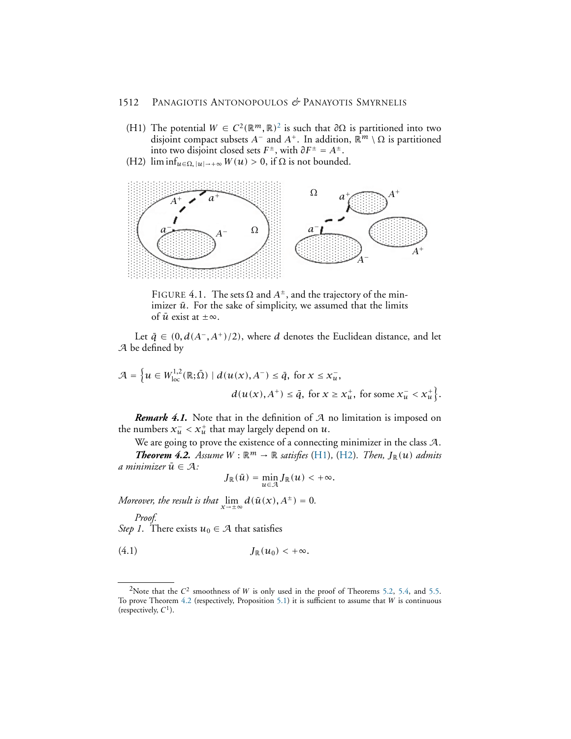(H1) The potential $W \in C^2(\mathbb{R}^m, \mathbb{R})$[2] is such that $\partial\Omega$ is partitioned into two disjoint compact subsets $A^-$ and $A^+$. In addition, $\mathbb{R}^m \setminus \Omega$ is partitioned into two disjoint closed sets $F^\pm$, with $\partial F^\pm = A^\pm$.

(H2) $\liminf_{u\in\Omega,\, |u|\to+\infty} W(u) > 0$, if $\Omega$ is not bounded.

FIGURE 4.1. The sets $\Omega$ and $A^\pm$, and the trajectory of the minimizer $\bar{u}$. For the sake of simplicity, we assumed that the limits of $\bar{u}$ exist at $\pm\infty$.

Let $\bar{q} \in (0, d(A^-, A^+)/2)$, where $d$ denotes the Euclidean distance, and let $\mathcal{A}$ be defined by

$$\mathcal{A} = \Big\{u \in W^{1,2}_{\text{loc}}(\mathbb{R};\bar{\Omega}) \mid d(u(x), A^-) \le \bar{q}, \text{ for } x \le x_u^-, \\ d(u(x), A^+) \le \bar{q}, \text{ for } x \ge x_u^+, \text{ for some } x_u^- < x_u^+\Big\}.$$

***Remark 4.1.*** Note that in the definition of $\mathcal{A}$ no limitation is imposed on the numbers $x_u^- < x_u^+$ that may largely depend on $u$.

We are going to prove the existence of a connecting minimizer in the class $\mathcal{A}$.

***Theorem 4.2.*** *Assume $W : \mathbb{R}^m \to \mathbb{R}$ satisfies (H1), (H2). Then, $J_{\mathbb{R}}(u)$ admits a minimizer $\bar{u} \in \mathcal{A}$:*

$$J_{\mathbb{R}}(\bar{u}) = \min_{u\in\mathcal{A}} J_{\mathbb{R}}(u) < +\infty.$$

*Moreover, the result is that* $\lim_{x\to\pm\infty} d(\bar{u}(x), A^\pm) = 0$.

*Proof.*
*Step 1.* There exists $u_0 \in \mathcal{A}$ that satisfies

$$J_{\mathbb{R}}(u_0) < +\infty. \tag{4.1}$$

---

[2]Note that the $C^2$ smoothness of $W$ is only used in the proof of Theorems 5.2, 5.4, and 5.5. To prove Theorem 4.2 (respectively, Proposition 5.1) it is sufficient to assume that $W$ is continuous (respectively, $C^1$).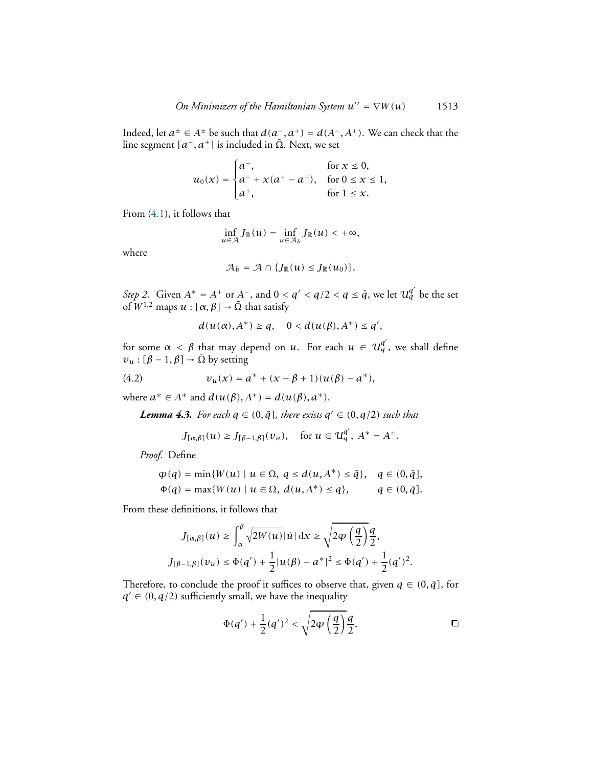Indeed, let $a^{\pm} \in A^{\pm}$ be such that $d(a^-, a^+) = d(A^-, A^+)$. We can check that the line segment $[a^-, a^+]$ is included in $\bar{\Omega}$. Next, we set

$$u_0(x) = \begin{cases} a^-, & \text{for } x \leq 0, \\ a^- + x(a^+ - a^-), & \text{for } 0 \leq x \leq 1, \\ a^+, & \text{for } 1 \leq x. \end{cases}$$

From (4.1), it follows that

$$\inf_{u \in \mathcal{A}} J_{\mathbb{R}}(u) = \inf_{u \in \mathcal{A}_b} J_{\mathbb{R}}(u) < +\infty,$$

where

$$\mathcal{A}_b = \mathcal{A} \cap \{J_{\mathbb{R}}(u) \leq J_{\mathbb{R}}(u_0)\}.$$

*Step 2.* Given $A^* = A^+$ or $A^-$, and $0 < q' < q/2 < q \leq \bar{q}$, we let $\mathcal{U}_q^{q'}$ be the set of $W^{1,2}$ maps $u : [\alpha, \beta] \to \bar{\Omega}$ that satisfy

$$d(u(\alpha), A^*) \geq q, \quad 0 < d(u(\beta), A^*) \leq q',$$

for some $\alpha < \beta$ that may depend on $u$. For each $u \in \mathcal{U}_q^{q'}$, we shall define $v_u : [\beta - 1, \beta] \to \bar{\Omega}$ by setting

$$v_u(x) = a^* + (x - \beta + 1)(u(\beta) - a^*), \tag{4.2}$$

where $a^* \in A^*$ and $d(u(\beta), A^*) = d(u(\beta), a^*)$.

***Lemma 4.3.*** *For each $q \in (0, \bar{q}]$, there exists $q' \in (0, q/2)$ such that*

$$J_{[\alpha,\beta]}(u) \geq J_{[\beta-1,\beta]}(v_u), \quad \text{for } u \in \mathcal{U}_q^{q'},\ A^* = A^{\pm}.$$

*Proof.* Define

$$\varphi(q) = \min\{W(u) \mid u \in \Omega,\ q \leq d(u, A^*) \leq \bar{q}\}, \quad q \in (0, \bar{q}],$$
$$\Phi(q) = \max\{W(u) \mid u \in \Omega,\ d(u, A^*) \leq q\}, \qquad q \in (0, \bar{q}].$$

From these definitions, it follows that

$$J_{[\alpha,\beta]}(u) \geq \int_\alpha^\beta \sqrt{2W(u)}|\dot{u}|\,\mathrm{d}x \geq \sqrt{2\varphi\left(\frac{q}{2}\right)}\frac{q}{2},$$
$$J_{[\beta-1,\beta]}(v_u) \leq \Phi(q') + \frac{1}{2}|u(\beta) - a^*|^2 \leq \Phi(q') + \frac{1}{2}(q')^2.$$

Therefore, to conclude the proof it suffices to observe that, given $q \in (0, \bar{q}]$, for $q' \in (0, q/2)$ sufficiently small, we have the inequality

$$\Phi(q') + \frac{1}{2}(q')^2 < \sqrt{2\varphi\left(\frac{q}{2}\right)}\frac{q}{2}.$$

□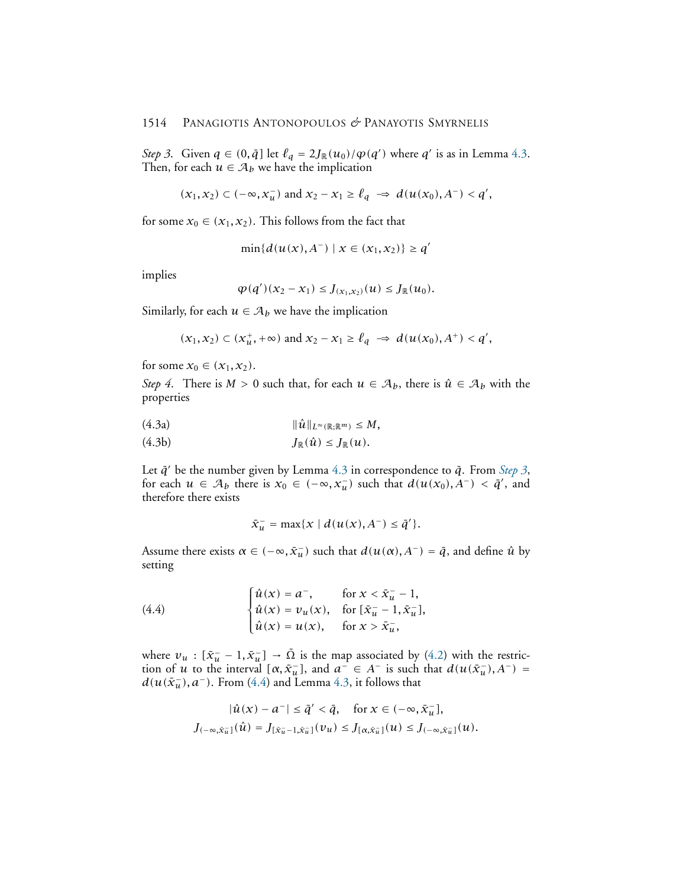*Step 3.* Given $q \in (0, \bar{q}]$ let $\ell_q = 2J_{\mathbb{R}}(u_0)/\varphi(q')$ where $q'$ is as in Lemma 4.3. Then, for each $u \in \mathcal{A}_b$ we have the implication

$$(x_1, x_2) \subset (-\infty, x_u^-) \text{ and } x_2 - x_1 \geq \ell_q \ \Rightarrow\ d(u(x_0), A^-) < q',$$

for some $x_0 \in (x_1, x_2)$. This follows from the fact that

$$\min\{d(u(x), A^-) \mid x \in (x_1, x_2)\} \geq q'$$

implies

$$\varphi(q')(x_2 - x_1) \leq J_{(x_1,x_2)}(u) \leq J_{\mathbb{R}}(u_0).$$

Similarly, for each $u \in \mathcal{A}_b$ we have the implication

$$(x_1, x_2) \subset (x_u^+, +\infty) \text{ and } x_2 - x_1 \geq \ell_q \ \Rightarrow\ d(u(x_0), A^+) < q',$$

for some $x_0 \in (x_1, x_2)$.

*Step 4.* There is $M > 0$ such that, for each $u \in \mathcal{A}_b$, there is $\hat{u} \in \mathcal{A}_b$ with the properties

$$\|\hat{u}\|_{L^\infty(\mathbb{R};\mathbb{R}^m)} \leq M, \tag{4.3a}$$

$$J_{\mathbb{R}}(\hat{u}) \leq J_{\mathbb{R}}(u). \tag{4.3b}$$

Let $\bar{q}'$ be the number given by Lemma 4.3 in correspondence to $\bar{q}$. From *Step 3*, for each $u \in \mathcal{A}_b$ there is $x_0 \in (-\infty, x_u^-)$ such that $d(u(x_0), A^-) < \bar{q}'$, and therefore there exists

$$\bar{x}_u^- = \max\{x \mid d(u(x), A^-) \leq \bar{q}'\}.$$

Assume there exists $\alpha \in (-\infty, \bar{x}_u^-)$ such that $d(u(\alpha), A^-) = \bar{q}$, and define $\hat{u}$ by setting

$$\begin{cases} \hat{u}(x) = a^-, & \text{for } x < \bar{x}_u^- - 1, \\ \hat{u}(x) = v_u(x), & \text{for } [\bar{x}_u^- - 1, \bar{x}_u^-], \\ \hat{u}(x) = u(x), & \text{for } x > \bar{x}_u^-, \end{cases} \tag{4.4}$$

where $v_u : [\bar{x}_u^- - 1, \bar{x}_u^-] \to \bar{\Omega}$ is the map associated by (4.2) with the restriction of $u$ to the interval $[\alpha, \bar{x}_u^-]$, and $a^- \in A^-$ is such that $d(u(\bar{x}_u^-), A^-) = d(u(\bar{x}_u^-), a^-)$. From (4.4) and Lemma 4.3, it follows that

$$|\hat{u}(x) - a^-| \leq \bar{q}' < \bar{q}, \quad \text{for } x \in (-\infty, \bar{x}_u^-],$$

$$J_{(-\infty,\bar{x}_u^-]}(\hat{u}) = J_{[\bar{x}_u^- - 1, \bar{x}_u^-]}(v_u) \leq J_{[\alpha,\bar{x}_u^-]}(u) \leq J_{(-\infty,\bar{x}_u^-]}(u).$$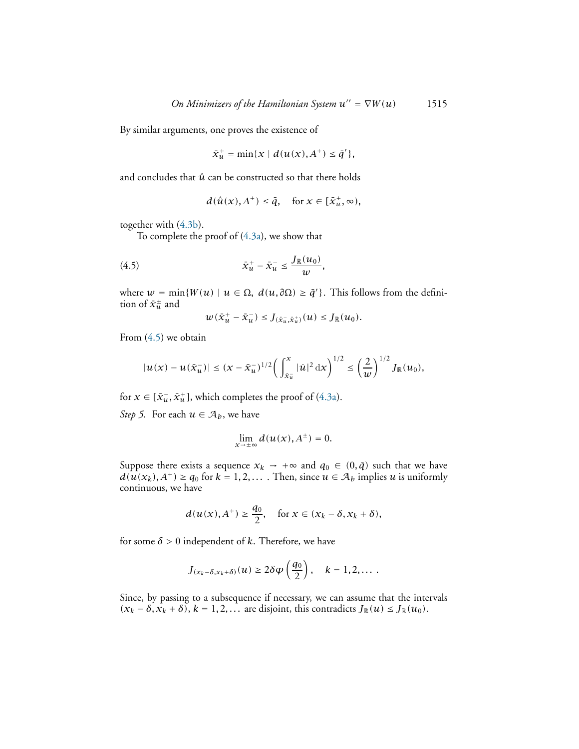By similar arguments, one proves the existence of

$$\bar{x}_u^+ = \min\{x \mid d(u(x), A^+) \le \bar{q}'\},$$

and concludes that $\hat{u}$ can be constructed so that there holds

$$d(\hat{u}(x), A^+) \le \bar{q}, \quad \text{for } x \in [\bar{x}_u^+, \infty),$$

together with (4.3b).

To complete the proof of (4.3a), we show that

$$\bar{x}_u^+ - \bar{x}_u^- \le \frac{J_{\mathbb{R}}(u_0)}{w}, \tag{4.5}$$

where $w = \min\{W(u) \mid u \in \Omega,\ d(u, \partial\Omega) \ge \bar{q}'\}$. This follows from the definition of $\bar{x}_u^\pm$ and

$$w(\bar{x}_u^+ - \bar{x}_u^-) \le J_{(\bar{x}_u^-, \bar{x}_u^+)}(u) \le J_{\mathbb{R}}(u_0).$$

From (4.5) we obtain

$$|u(x) - u(\bar{x}_u^-)| \le (x - \bar{x}_u^-)^{1/2} \Big( \int_{\bar{x}_u^-}^{x} |\dot{u}|^2 \, \mathrm{d}x \Big)^{1/2} \le \Big(\frac{2}{w}\Big)^{1/2} J_{\mathbb{R}}(u_0),$$

for $x \in [\bar{x}_u^-, \bar{x}_u^+]$, which completes the proof of (4.3a).

*Step 5.* For each $u \in \mathcal{A}_b$, we have

$$\lim_{x \to \pm\infty} d(u(x), A^\pm) = 0.$$

Suppose there exists a sequence $x_k \to +\infty$ and $q_0 \in (0, \bar{q})$ such that we have $d(u(x_k), A^+) \ge q_0$ for $k = 1, 2, \dots$ . Then, since $u \in \mathcal{A}_b$ implies $u$ is uniformly continuous, we have

$$d(u(x), A^+) \ge \frac{q_0}{2}, \quad \text{for } x \in (x_k - \delta, x_k + \delta),$$

for some $\delta > 0$ independent of $k$. Therefore, we have

$$J_{(x_k - \delta, x_k + \delta)}(u) \ge 2\delta \varphi\left(\frac{q_0}{2}\right), \quad k = 1, 2, \dots .$$

Since, by passing to a subsequence if necessary, we can assume that the intervals $(x_k - \delta, x_k + \delta)$, $k = 1, 2, \dots$ are disjoint, this contradicts $J_{\mathbb{R}}(u) \le J_{\mathbb{R}}(u_0)$.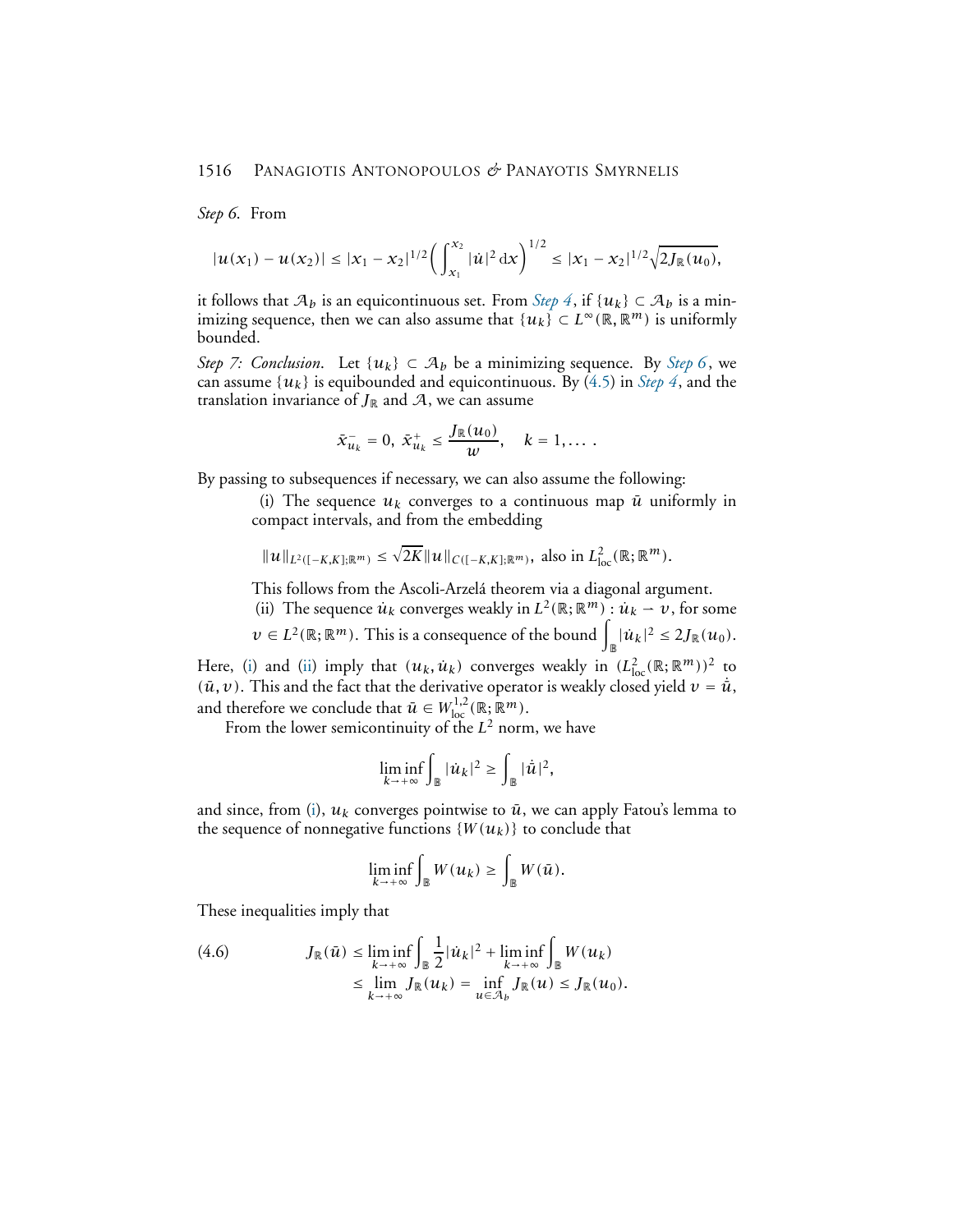*Step 6.* From

$$|u(x_1) - u(x_2)| \le |x_1 - x_2|^{1/2}\left(\int_{x_1}^{x_2} |\dot{u}|^2 \,\mathrm{d}x\right)^{1/2} \le |x_1 - x_2|^{1/2}\sqrt{2J_{\mathbb{R}}(u_0)},$$

it follows that $\mathcal{A}_b$ is an equicontinuous set. From *Step 4*, if $\{u_k\} \subset \mathcal{A}_b$ is a minimizing sequence, then we can also assume that $\{u_k\} \subset L^\infty(\mathbb{R}, \mathbb{R}^m)$ is uniformly bounded.

*Step 7: Conclusion.* Let $\{u_k\} \subset \mathcal{A}_b$ be a minimizing sequence. By *Step 6*, we can assume $\{u_k\}$ is equibounded and equicontinuous. By (4.5) in *Step 4*, and the translation invariance of $J_{\mathbb{R}}$ and $\mathcal{A}$, we can assume

$$\bar{x}_{u_k}^- = 0,\ \bar{x}_{u_k}^+ \le \frac{J_{\mathbb{R}}(u_0)}{w}, \quad k = 1, \dots .$$

By passing to subsequences if necessary, we can also assume the following:

(i) The sequence $u_k$ converges to a continuous map $\bar{u}$ uniformly in compact intervals, and from the embedding

$$\|u\|_{L^2([-K,K];\mathbb{R}^m)} \le \sqrt{2K}\|u\|_{C([-K,K];\mathbb{R}^m)}, \text{ also in } L^2_{\mathrm{loc}}(\mathbb{R};\mathbb{R}^m).$$

This follows from the Ascoli-Arzelá theorem via a diagonal argument.

(ii) The sequence $\dot{u}_k$ converges weakly in $L^2(\mathbb{R};\mathbb{R}^m)$ : $\dot{u}_k \rightharpoonup v$, for some $v \in L^2(\mathbb{R};\mathbb{R}^m)$. This is a consequence of the bound $\int_{\mathbb{B}} |\dot{u}_k|^2 \le 2J_{\mathbb{R}}(u_0)$.

Here, (i) and (ii) imply that $(u_k, \dot{u}_k)$ converges weakly in $(L^2_{\mathrm{loc}}(\mathbb{R};\mathbb{R}^m))^2$ to $(\bar{u}, v)$. This and the fact that the derivative operator is weakly closed yield $v = \dot{\bar{u}}$, and therefore we conclude that $\bar{u} \in W^{1,2}_{\mathrm{loc}}(\mathbb{R};\mathbb{R}^m)$.

From the lower semicontinuity of the $L^2$ norm, we have

$$\liminf_{k\to+\infty} \int_{\mathbb{B}} |\dot{u}_k|^2 \ge \int_{\mathbb{B}} |\dot{\bar{u}}|^2,$$

and since, from (i), $u_k$ converges pointwise to $\bar{u}$, we can apply Fatou's lemma to the sequence of nonnegative functions $\{W(u_k)\}$ to conclude that

$$\liminf_{k\to+\infty} \int_{\mathbb{B}} W(u_k) \ge \int_{\mathbb{B}} W(\bar{u}).$$

These inequalities imply that

$$\begin{aligned}
J_{\mathbb{R}}(\bar{u}) &\le \liminf_{k\to+\infty} \int_{\mathbb{B}} \frac{1}{2}|\dot{u}_k|^2 + \liminf_{k\to+\infty} \int_{\mathbb{B}} W(u_k) \\
&\le \lim_{k\to+\infty} J_{\mathbb{R}}(u_k) = \inf_{u\in\mathcal{A}_b} J_{\mathbb{R}}(u) \le J_{\mathbb{R}}(u_0).
\end{aligned} \tag{4.6}$$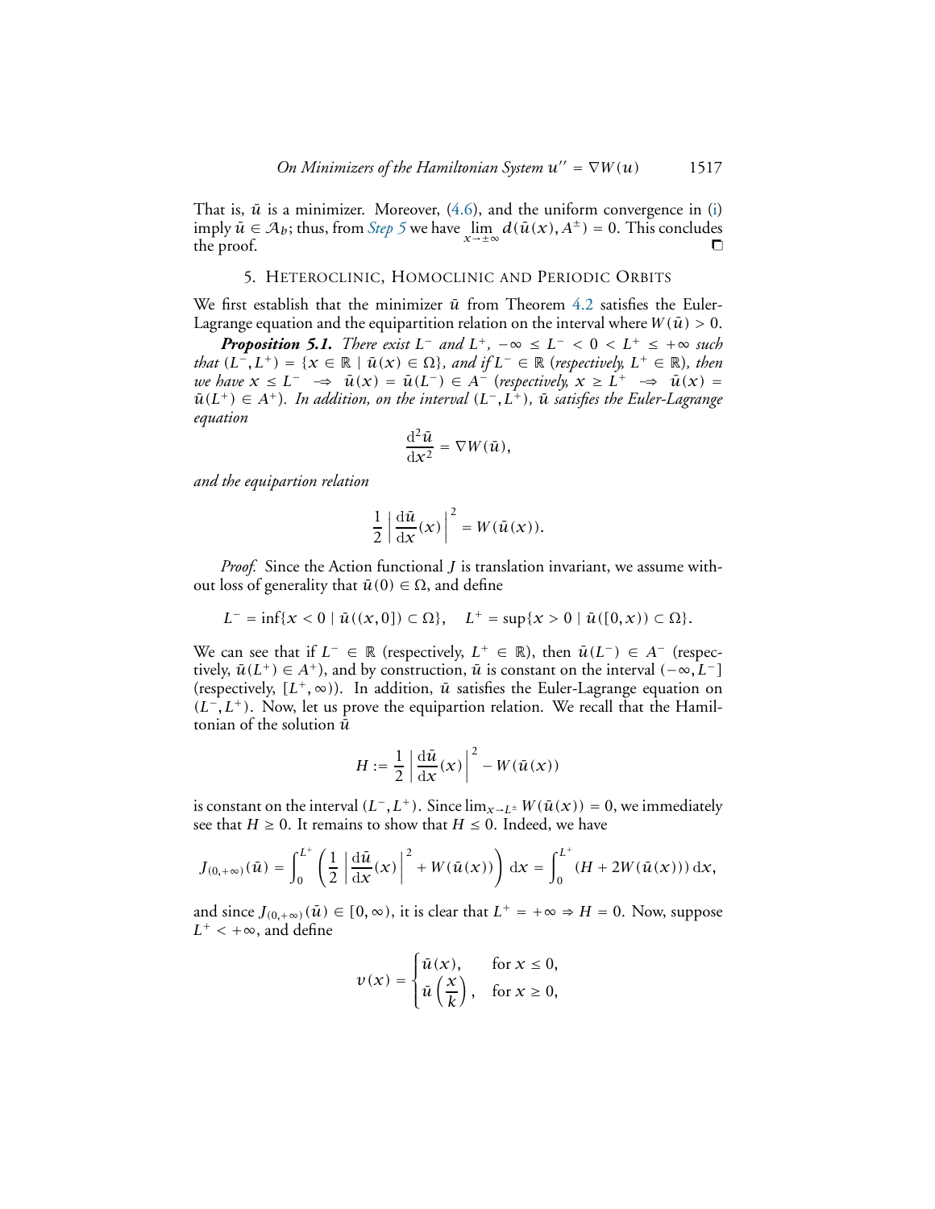That is, $\bar{u}$ is a minimizer. Moreover, (4.6), and the uniform convergence in (i) imply $\bar{u} \in \mathcal{A}_b$; thus, from *Step 5* we have $\lim\limits_{x \to \pm\infty} d(\bar{u}(x), A^{\pm}) = 0$. This concludes the proof. ◻

## 5. Heteroclinic, Homoclinic and Periodic Orbits

We first establish that the minimizer $\bar{u}$ from Theorem 4.2 satisfies the Euler-Lagrange equation and the equipartition relation on the interval where $W(\bar{u}) > 0$.

***Proposition 5.1.*** *There exist $L^-$ and $L^+$, $-\infty \le L^- < 0 < L^+ \le +\infty$ such that $(L^-, L^+) = \{x \in \mathbb{R} \mid \bar{u}(x) \in \Omega\}$, and if $L^- \in \mathbb{R}$ (respectively, $L^+ \in \mathbb{R}$), then we have $x \le L^- \implies \bar{u}(x) = \bar{u}(L^-) \in A^-$ (respectively, $x \ge L^+ \implies \bar{u}(x) = \bar{u}(L^+) \in A^+$). In addition, on the interval $(L^-, L^+)$, $\bar{u}$ satisfies the Euler-Lagrange equation*

$$\frac{\mathrm{d}^2\bar{u}}{\mathrm{d}x^2} = \nabla W(\bar{u}),$$

*and the equipartion relation*

$$\frac{1}{2}\left|\frac{\mathrm{d}\bar{u}}{\mathrm{d}x}(x)\right|^2 = W(\bar{u}(x)).$$

*Proof.* Since the Action functional $J$ is translation invariant, we assume without loss of generality that $\bar{u}(0) \in \Omega$, and define

$$L^- = \inf\{x < 0 \mid \bar{u}((x,0]) \subset \Omega\}, \quad L^+ = \sup\{x > 0 \mid \bar{u}([0,x)) \subset \Omega\}.$$

We can see that if $L^- \in \mathbb{R}$ (respectively, $L^+ \in \mathbb{R}$), then $\bar{u}(L^-) \in A^-$ (respectively, $\bar{u}(L^+) \in A^+$), and by construction, $\bar{u}$ is constant on the interval $(-\infty, L^-]$ (respectively, $[L^+, \infty)$). In addition, $\bar{u}$ satisfies the Euler-Lagrange equation on $(L^-, L^+)$. Now, let us prove the equipartion relation. We recall that the Hamiltonian of the solution $\bar{u}$

$$H := \frac{1}{2}\left|\frac{\mathrm{d}\bar{u}}{\mathrm{d}x}(x)\right|^2 - W(\bar{u}(x))$$

is constant on the interval $(L^-, L^+)$. Since $\lim_{x \to L^{\pm}} W(\bar{u}(x)) = 0$, we immediately see that $H \ge 0$. It remains to show that $H \le 0$. Indeed, we have

$$J_{(0,+\infty)}(\bar{u}) = \int_0^{L^+}\left(\frac{1}{2}\left|\frac{\mathrm{d}\bar{u}}{\mathrm{d}x}(x)\right|^2 + W(\bar{u}(x))\right)\mathrm{d}x = \int_0^{L^+}(H + 2W(\bar{u}(x)))\,\mathrm{d}x,$$

and since $J_{(0,+\infty)}(\bar{u}) \in [0, \infty)$, it is clear that $L^+ = +\infty \Rightarrow H = 0$. Now, suppose $L^+ < +\infty$, and define

$$v(x) = \begin{cases} \bar{u}(x), & \text{for } x \le 0, \\ \bar{u}\left(\dfrac{x}{k}\right), & \text{for } x \ge 0, \end{cases}$$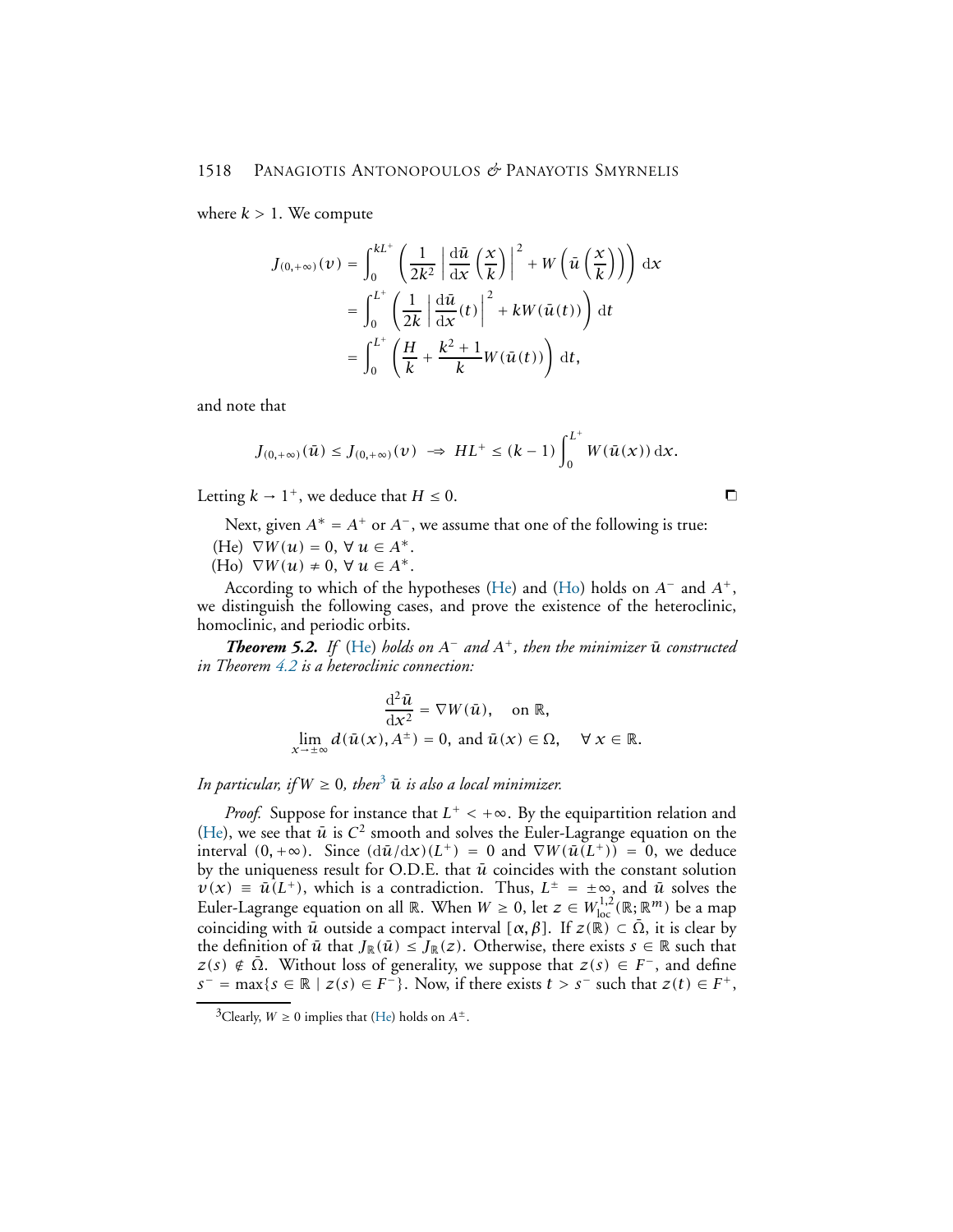where $k > 1$. We compute

$$
\begin{aligned}
J_{(0,+\infty)}(v) &= \int_0^{kL^+} \left( \frac{1}{2k^2} \left| \frac{\mathrm{d}\bar{u}}{\mathrm{d}x}\left(\frac{x}{k}\right) \right|^2 + W\left(\bar{u}\left(\frac{x}{k}\right)\right) \right) \mathrm{d}x \\
&= \int_0^{L^+} \left( \frac{1}{2k} \left| \frac{\mathrm{d}\bar{u}}{\mathrm{d}x}(t) \right|^2 + kW(\bar{u}(t)) \right) \mathrm{d}t \\
&= \int_0^{L^+} \left( \frac{H}{k} + \frac{k^2+1}{k} W(\bar{u}(t)) \right) \mathrm{d}t,
\end{aligned}
$$

and note that

$$
J_{(0,+\infty)}(\bar{u}) \le J_{(0,+\infty)}(v) \implies HL^+ \le (k-1) \int_0^{L^+} W(\bar{u}(x))\,\mathrm{d}x.
$$

Letting $k \to 1^+$, we deduce that $H \le 0$. □

Next, given $A^* = A^+$ or $A^-$, we assume that one of the following is true:

(He) $\nabla W(u) = 0$, $\forall\, u \in A^*$.

(Ho) $\nabla W(u) \ne 0$, $\forall\, u \in A^*$.

According to which of the hypotheses (He) and (Ho) holds on $A^-$ and $A^+$, we distinguish the following cases, and prove the existence of the heteroclinic, homoclinic, and periodic orbits.

***Theorem 5.2.*** *If (He) holds on $A^-$ and $A^+$, then the minimizer $\bar{u}$ constructed in Theorem 4.2 is a heteroclinic connection:*

$$
\begin{aligned}
&\frac{\mathrm{d}^2\bar{u}}{\mathrm{d}x^2} = \nabla W(\bar{u}), \quad \text{on } \mathbb{R}, \\
&\lim_{x \to \pm\infty} d(\bar{u}(x), A^\pm) = 0, \text{ and } \bar{u}(x) \in \Omega, \quad \forall\, x \in \mathbb{R}.
\end{aligned}
$$

*In particular, if $W \ge 0$, then*[3] *$\bar{u}$ is also a local minimizer.*

*Proof.* Suppose for instance that $L^+ < +\infty$. By the equipartition relation and (He), we see that $\bar{u}$ is $C^2$ smooth and solves the Euler-Lagrange equation on the interval $(0, +\infty)$. Since $(\mathrm{d}\bar{u}/\mathrm{d}x)(L^+) = 0$ and $\nabla W(\bar{u}(L^+)) = 0$, we deduce by the uniqueness result for O.D.E. that $\bar{u}$ coincides with the constant solution $v(x) \equiv \bar{u}(L^+)$, which is a contradiction. Thus, $L^\pm = \pm\infty$, and $\bar{u}$ solves the Euler-Lagrange equation on all $\mathbb{R}$. When $W \ge 0$, let $z \in W^{1,2}_{\mathrm{loc}}(\mathbb{R}; \mathbb{R}^m)$ be a map coinciding with $\bar{u}$ outside a compact interval $[\alpha, \beta]$. If $z(\mathbb{R}) \subset \bar{\Omega}$, it is clear by the definition of $\bar{u}$ that $J_{\mathbb{R}}(\bar{u}) \le J_{\mathbb{R}}(z)$. Otherwise, there exists $s \in \mathbb{R}$ such that $z(s) \notin \bar{\Omega}$. Without loss of generality, we suppose that $z(s) \in F^-$, and define $s^- = \max\{s \in \mathbb{R} \mid z(s) \in F^-\}$. Now, if there exists $t > s^-$ such that $z(t) \in F^+$,

[3] Clearly, $W \ge 0$ implies that (He) holds on $A^\pm$.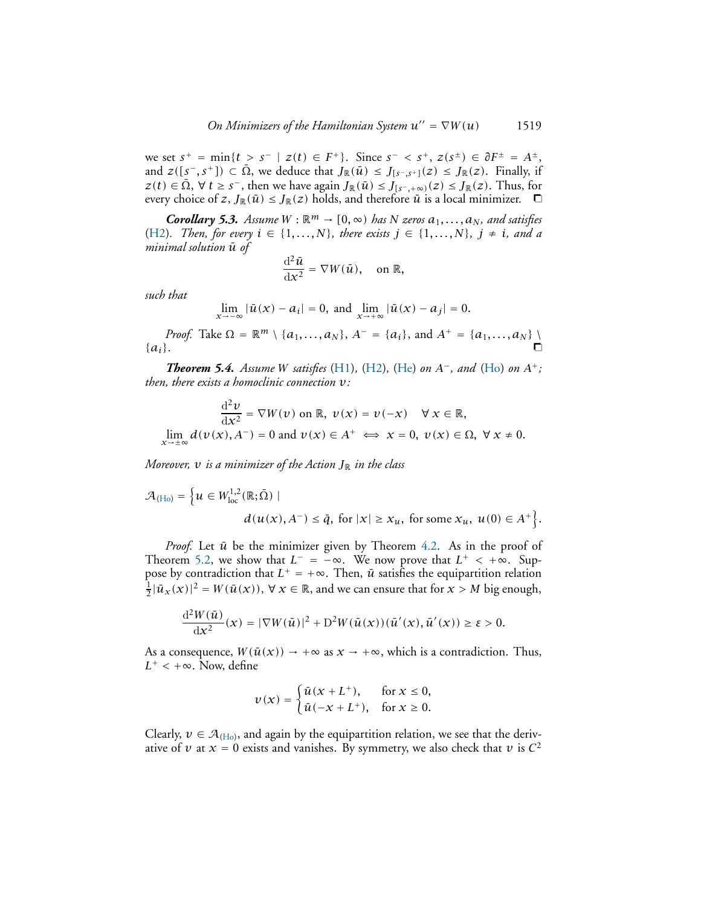we set $s^+ = \min\{t > s^- \mid z(t) \in F^+\}$. Since $s^- < s^+$, $z(s^\pm) \in \partial F^\pm = A^\pm$, and $z([s^-, s^+]) \subset \bar{\Omega}$, we deduce that $J_{\mathbb{R}}(\bar{u}) \le J_{[s^-,s^+]}(z) \le J_{\mathbb{R}}(z)$. Finally, if $z(t) \in \bar{\Omega}$, $\forall\, t \ge s^-$, then we have again $J_{\mathbb{R}}(\bar{u}) \le J_{[s^-,+\infty)}(z) \le J_{\mathbb{R}}(z)$. Thus, for every choice of $z$, $J_{\mathbb{R}}(\bar{u}) \le J_{\mathbb{R}}(z)$ holds, and therefore $\bar{u}$ is a local minimizer. □

***Corollary 5.3.*** *Assume $W : \mathbb{R}^m \to [0,\infty)$ has $N$ zeros $a_1, \dots, a_N$, and satisfies* (H2)*. Then, for every $i \in \{1, \dots, N\}$, there exists $j \in \{1, \dots, N\}$, $j \ne i$, and a minimal solution $\bar{u}$ of*

$$\frac{\mathrm{d}^2 \bar{u}}{\mathrm{d}x^2} = \nabla W(\bar{u}), \quad \text{on } \mathbb{R},$$

*such that*

$$\lim_{x\to-\infty} |\bar{u}(x) - a_i| = 0, \text{ and } \lim_{x\to+\infty} |\bar{u}(x) - a_j| = 0.$$

*Proof.* Take $\Omega = \mathbb{R}^m \setminus \{a_1, \dots, a_N\}$, $A^- = \{a_i\}$, and $A^+ = \{a_1, \dots, a_N\} \setminus \{a_i\}$. □

***Theorem 5.4.*** *Assume $W$ satisfies* (H1)*,* (H2)*,* (He) *on $A^-$, and* (Ho) *on $A^+$; then, there exists a homoclinic connection $v$:*

$$\frac{\mathrm{d}^2 v}{\mathrm{d}x^2} = \nabla W(v) \text{ on } \mathbb{R},\ v(x) = v(-x) \quad \forall\, x \in \mathbb{R},$$
$$\lim_{x\to\pm\infty} d(v(x), A^-) = 0 \text{ and } v(x) \in A^+ \iff x = 0,\ v(x) \in \Omega,\ \forall\, x \ne 0.$$

*Moreover, $v$ is a minimizer of the Action $J_{\mathbb{R}}$ in the class*

$$\mathcal{A}_{(\mathrm{Ho})} = \Big\{ u \in W^{1,2}_{\mathrm{loc}}(\mathbb{R}; \bar{\Omega}) \mid d(u(x), A^-) \le \bar{q},\ \text{for } |x| \ge x_u,\ \text{for some } x_u,\ u(0) \in A^+ \Big\}.$$

*Proof.* Let $\bar{u}$ be the minimizer given by Theorem 4.2. As in the proof of Theorem 5.2, we show that $L^- = -\infty$. We now prove that $L^+ < +\infty$. Suppose by contradiction that $L^+ = +\infty$. Then, $\bar{u}$ satisfies the equipartition relation $\frac{1}{2}|\bar{u}_x(x)|^2 = W(\bar{u}(x))$, $\forall\, x \in \mathbb{R}$, and we can ensure that for $x > M$ big enough,

$$\frac{\mathrm{d}^2 W(\bar{u})}{\mathrm{d}x^2}(x) = |\nabla W(\bar{u})|^2 + D^2 W(\bar{u}(x))(\bar{u}'(x), \bar{u}'(x)) \ge \varepsilon > 0.$$

As a consequence, $W(\bar{u}(x)) \to +\infty$ as $x \to +\infty$, which is a contradiction. Thus, $L^+ < +\infty$. Now, define

$$v(x) = \begin{cases} \bar{u}(x + L^+), & \text{for } x \le 0, \\ \bar{u}(-x + L^+), & \text{for } x \ge 0. \end{cases}$$

Clearly, $v \in \mathcal{A}_{(\mathrm{Ho})}$, and again by the equipartition relation, we see that the derivative of $v$ at $x = 0$ exists and vanishes. By symmetry, we also check that $v$ is $C^2$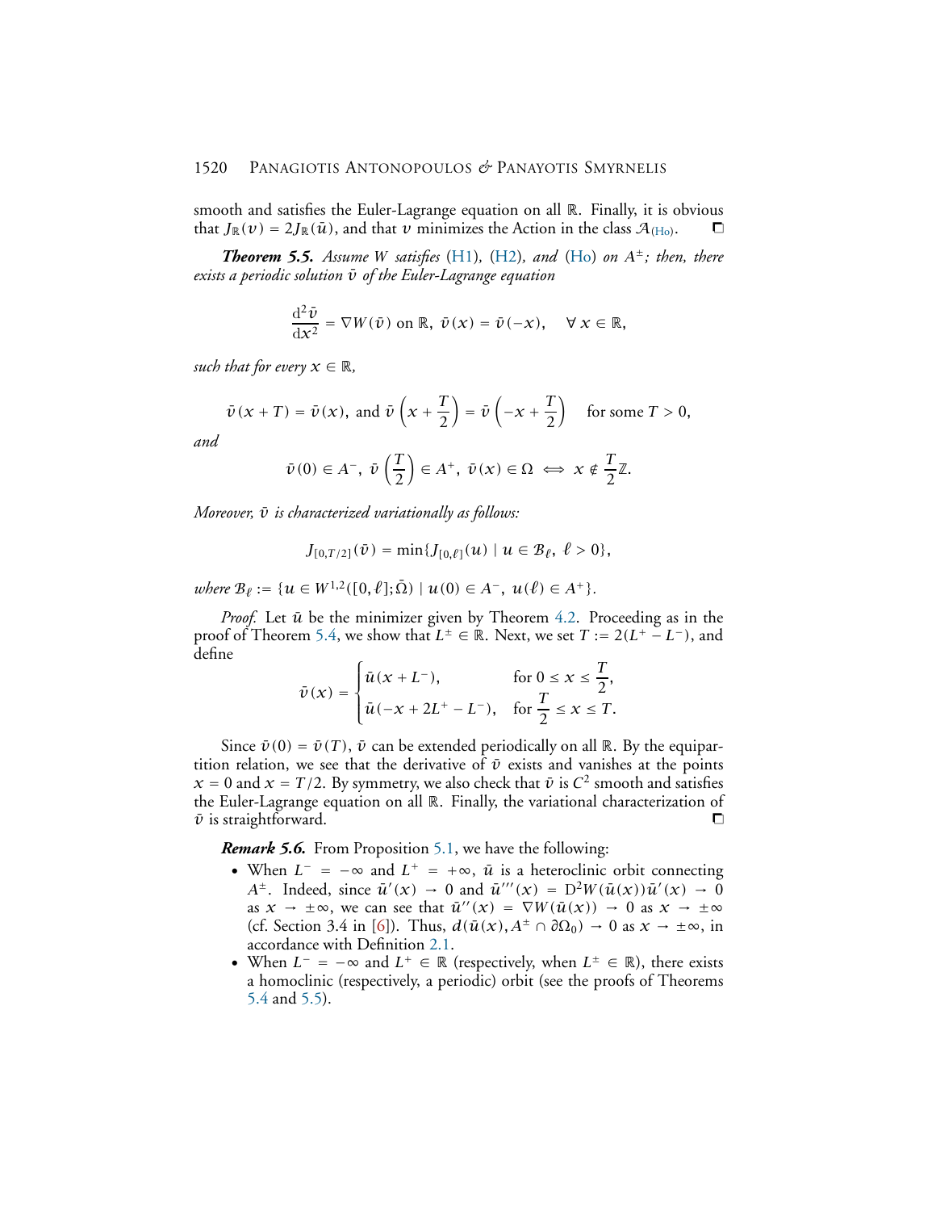smooth and satisfies the Euler-Lagrange equation on all $\mathbb{R}$. Finally, it is obvious that $J_{\mathbb{R}}(v) = 2J_{\mathbb{R}}(\bar{u})$, and that $v$ minimizes the Action in the class $\mathcal{A}_{(\text{Ho})}$. ◻

***Theorem 5.5.*** *Assume $W$ satisfies (H1), (H2), and (Ho) on $A^{\pm}$; then, there exists a periodic solution $\bar{v}$ of the Euler-Lagrange equation*

$$\frac{\mathrm{d}^2\bar{v}}{\mathrm{d}x^2} = \nabla W(\bar{v}) \text{ on } \mathbb{R},\ \bar{v}(x) = \bar{v}(-x), \quad \forall\, x \in \mathbb{R},$$

*such that for every $x \in \mathbb{R}$,*

$$\bar{v}(x+T) = \bar{v}(x), \text{ and } \bar{v}\left(x + \frac{T}{2}\right) = \bar{v}\left(-x + \frac{T}{2}\right) \quad \text{for some } T > 0,$$

*and*

$$\bar{v}(0) \in A^-,\ \bar{v}\left(\frac{T}{2}\right) \in A^+,\ \bar{v}(x) \in \Omega \iff x \notin \frac{T}{2}\mathbb{Z}.$$

*Moreover, $\bar{v}$ is characterized variationally as follows:*

$$J_{[0,T/2]}(\bar{v}) = \min\{J_{[0,\ell]}(u) \mid u \in \mathcal{B}_\ell,\ \ell > 0\},$$

*where $\mathcal{B}_\ell := \{u \in W^{1,2}([0,\ell];\bar{\Omega}) \mid u(0) \in A^-,\ u(\ell) \in A^+\}$.*

*Proof.* Let $\bar{u}$ be the minimizer given by Theorem 4.2. Proceeding as in the proof of Theorem 5.4, we show that $L^{\pm} \in \mathbb{R}$. Next, we set $T := 2(L^+ - L^-)$, and define

$$\bar{v}(x) = \begin{cases} \bar{u}(x + L^-), & \text{for } 0 \le x \le \dfrac{T}{2}, \\ \bar{u}(-x + 2L^+ - L^-), & \text{for } \dfrac{T}{2} \le x \le T. \end{cases}$$

Since $\bar{v}(0) = \bar{v}(T)$, $\bar{v}$ can be extended periodically on all $\mathbb{R}$. By the equipartition relation, we see that the derivative of $\bar{v}$ exists and vanishes at the points $x = 0$ and $x = T/2$. By symmetry, we also check that $\bar{v}$ is $C^2$ smooth and satisfies the Euler-Lagrange equation on all $\mathbb{R}$. Finally, the variational characterization of $\bar{v}$ is straightforward. ◻

***Remark 5.6.*** From Proposition 5.1, we have the following:

- When $L^- = -\infty$ and $L^+ = +\infty$, $\bar{u}$ is a heteroclinic orbit connecting $A^{\pm}$. Indeed, since $\bar{u}'(x) \to 0$ and $\bar{u}'''(x) = \mathrm{D}^2W(\bar{u}(x))\bar{u}'(x) \to 0$ as $x \to \pm\infty$, we can see that $\bar{u}''(x) = \nabla W(\bar{u}(x)) \to 0$ as $x \to \pm\infty$ (cf. Section 3.4 in [6]). Thus, $d(\bar{u}(x), A^{\pm} \cap \partial\Omega_0) \to 0$ as $x \to \pm\infty$, in accordance with Definition 2.1.
- When $L^- = -\infty$ and $L^+ \in \mathbb{R}$ (respectively, when $L^{\pm} \in \mathbb{R}$), there exists a homoclinic (respectively, a periodic) orbit (see the proofs of Theorems 5.4 and 5.5).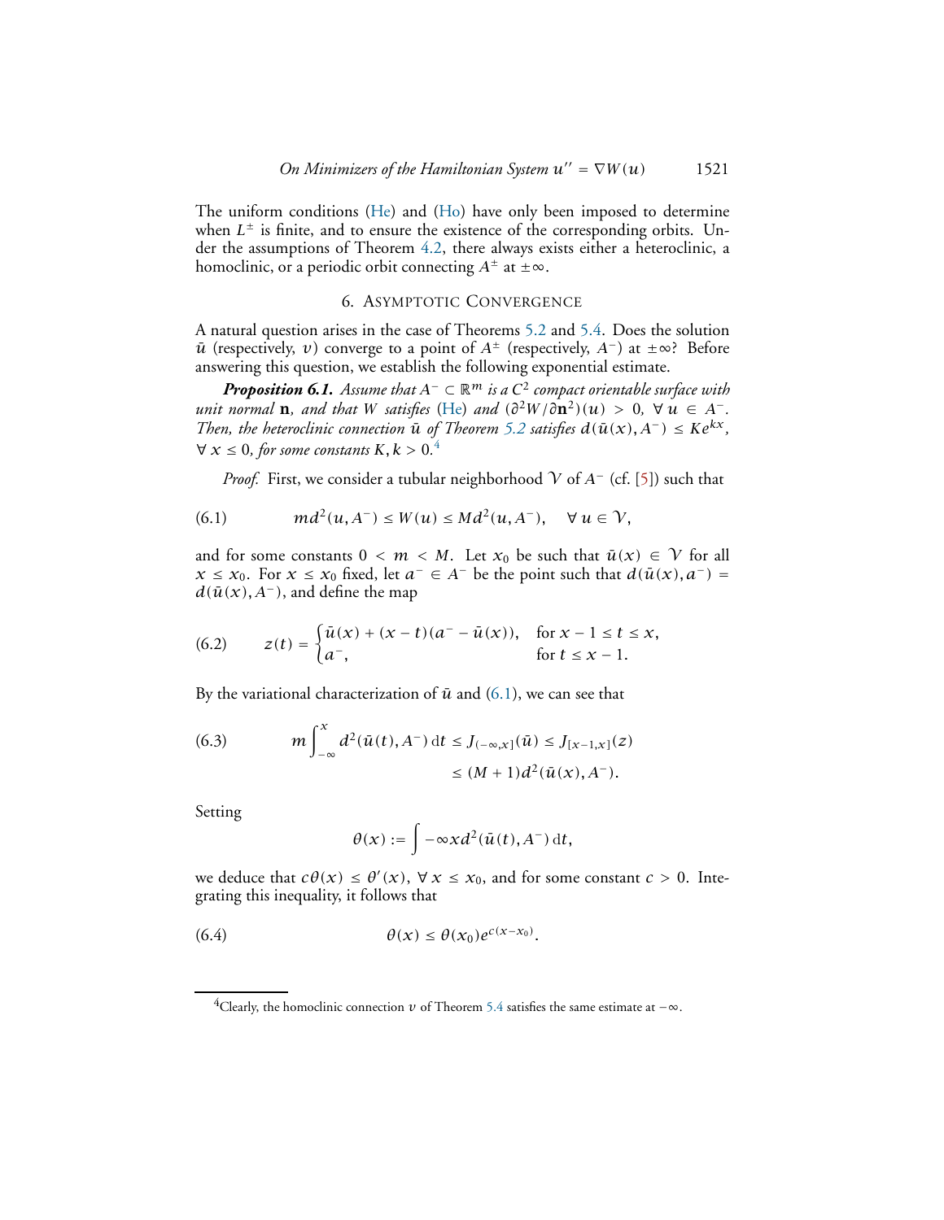The uniform conditions (He) and (Ho) have only been imposed to determine when $L^{\pm}$ is finite, and to ensure the existence of the corresponding orbits. Under the assumptions of Theorem 4.2, there always exists either a heteroclinic, a homoclinic, or a periodic orbit connecting $A^{\pm}$ at $\pm\infty$.

## 6. Asymptotic Convergence

A natural question arises in the case of Theorems 5.2 and 5.4. Does the solution $\bar{u}$ (respectively, $v$) converge to a point of $A^{\pm}$ (respectively, $A^{-}$) at $\pm\infty$? Before answering this question, we establish the following exponential estimate.

***Proposition 6.1.*** *Assume that $A^{-} \subset \mathbb{R}^m$ is a $C^2$ compact orientable surface with unit normal $\mathbf{n}$, and that $W$ satisfies (He) and $(\partial^2 W/\partial \mathbf{n}^2)(u) > 0$, $\forall\, u \in A^{-}$. Then, the heteroclinic connection $\bar{u}$ of Theorem 5.2 satisfies $d(\bar{u}(x), A^{-}) \leq Ke^{kx}$, $\forall\, x \leq 0$, for some constants $K, k > 0$.*[4]

*Proof.* First, we consider a tubular neighborhood $\mathcal{V}$ of $A^{-}$ (cf. [5]) such that

$$md^2(u, A^{-}) \leq W(u) \leq Md^2(u, A^{-}), \quad \forall\, u \in \mathcal{V}, \tag{6.1}$$

and for some constants $0 < m < M$. Let $x_0$ be such that $\bar{u}(x) \in \mathcal{V}$ for all $x \leq x_0$. For $x \leq x_0$ fixed, let $a^{-} \in A^{-}$ be the point such that $d(\bar{u}(x), a^{-}) = d(\bar{u}(x), A^{-})$, and define the map

$$z(t) = \begin{cases} \bar{u}(x) + (x-t)(a^{-} - \bar{u}(x)), & \text{for } x-1 \leq t \leq x, \\ a^{-}, & \text{for } t \leq x-1. \end{cases} \tag{6.2}$$

By the variational characterization of $\bar{u}$ and (6.1), we can see that

$$\begin{aligned} m\int_{-\infty}^{x} d^2(\bar{u}(t), A^{-})\,\mathrm{d}t \leq J_{(-\infty,x]}(\bar{u}) \leq J_{[x-1,x]}(z) \\ \leq (M+1)d^2(\bar{u}(x), A^{-}). \end{aligned} \tag{6.3}$$

Setting

$$\theta(x) := \int -\infty x d^2(\bar{u}(t), A^{-})\,\mathrm{d}t,$$

we deduce that $c\theta(x) \leq \theta'(x)$, $\forall\, x \leq x_0$, and for some constant $c > 0$. Integrating this inequality, it follows that

$$\theta(x) \leq \theta(x_0)e^{c(x-x_0)}. \tag{6.4}$$

[4] Clearly, the homoclinic connection $v$ of Theorem 5.4 satisfies the same estimate at $-\infty$.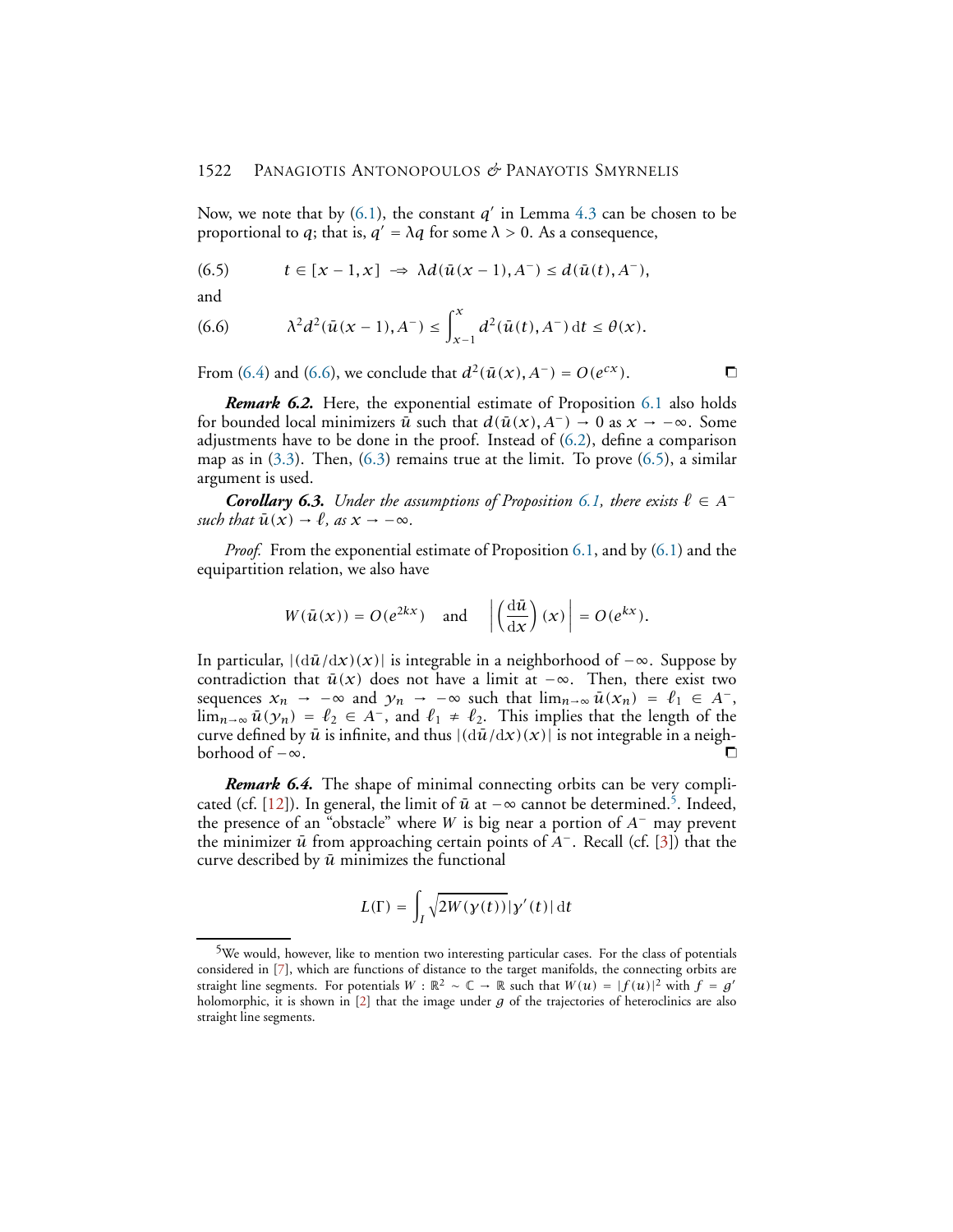Now, we note that by (6.1), the constant $q'$ in Lemma 4.3 can be chosen to be proportional to $q$; that is, $q' = \lambda q$ for some $\lambda > 0$. As a consequence,

$$t \in [x-1, x] \Rightarrow \lambda d(\bar{u}(x-1), A^-) \leq d(\bar{u}(t), A^-), \tag{6.5}$$

and

$$\lambda^2 d^2(\bar{u}(x-1), A^-) \leq \int_{x-1}^{x} d^2(\bar{u}(t), A^-)\, \mathrm{d}t \leq \theta(x). \tag{6.6}$$

From (6.4) and (6.6), we conclude that $d^2(\bar{u}(x), A^-) = O(e^{cx})$. □

***Remark 6.2.*** Here, the exponential estimate of Proposition 6.1 also holds for bounded local minimizers $\bar{u}$ such that $d(\bar{u}(x), A^-) \to 0$ as $x \to -\infty$. Some adjustments have to be done in the proof. Instead of (6.2), define a comparison map as in (3.3). Then, (6.3) remains true at the limit. To prove (6.5), a similar argument is used.

***Corollary 6.3.*** *Under the assumptions of Proposition 6.1, there exists $\ell \in A^-$ such that $\bar{u}(x) \to \ell$, as $x \to -\infty$.*

*Proof.* From the exponential estimate of Proposition 6.1, and by (6.1) and the equipartition relation, we also have

$$W(\bar{u}(x)) = O(e^{2kx}) \quad \text{and} \quad \left| \left( \frac{\mathrm{d}\bar{u}}{\mathrm{d}x} \right)(x) \right| = O(e^{kx}).$$

In particular, $|(\mathrm{d}\bar{u}/\mathrm{d}x)(x)|$ is integrable in a neighborhood of $-\infty$. Suppose by contradiction that $\bar{u}(x)$ does not have a limit at $-\infty$. Then, there exist two sequences $x_n \to -\infty$ and $y_n \to -\infty$ such that $\lim_{n\to\infty} \bar{u}(x_n) = \ell_1 \in A^-$, $\lim_{n\to\infty} \bar{u}(y_n) = \ell_2 \in A^-$, and $\ell_1 \neq \ell_2$. This implies that the length of the curve defined by $\bar{u}$ is infinite, and thus $|(\mathrm{d}\bar{u}/\mathrm{d}x)(x)|$ is not integrable in a neighborhood of $-\infty$. □

***Remark 6.4.*** The shape of minimal connecting orbits can be very complicated (cf. [12]). In general, the limit of $\bar{u}$ at $-\infty$ cannot be determined.[5]. Indeed, the presence of an "obstacle" where $W$ is big near a portion of $A^-$ may prevent the minimizer $\bar{u}$ from approaching certain points of $A^-$. Recall (cf. [3]) that the curve described by $\bar{u}$ minimizes the functional

$$L(\Gamma) = \int_I \sqrt{2W(\gamma(t))}\, |\gamma'(t)|\, \mathrm{d}t$$

[5] We would, however, like to mention two interesting particular cases. For the class of potentials considered in [7], which are functions of distance to the target manifolds, the connecting orbits are straight line segments. For potentials $W : \mathbb{R}^2 \sim \mathbb{C} \to \mathbb{R}$ such that $W(u) = |f(u)|^2$ with $f = g'$ holomorphic, it is shown in [2] that the image under $g$ of the trajectories of heteroclinics are also straight line segments.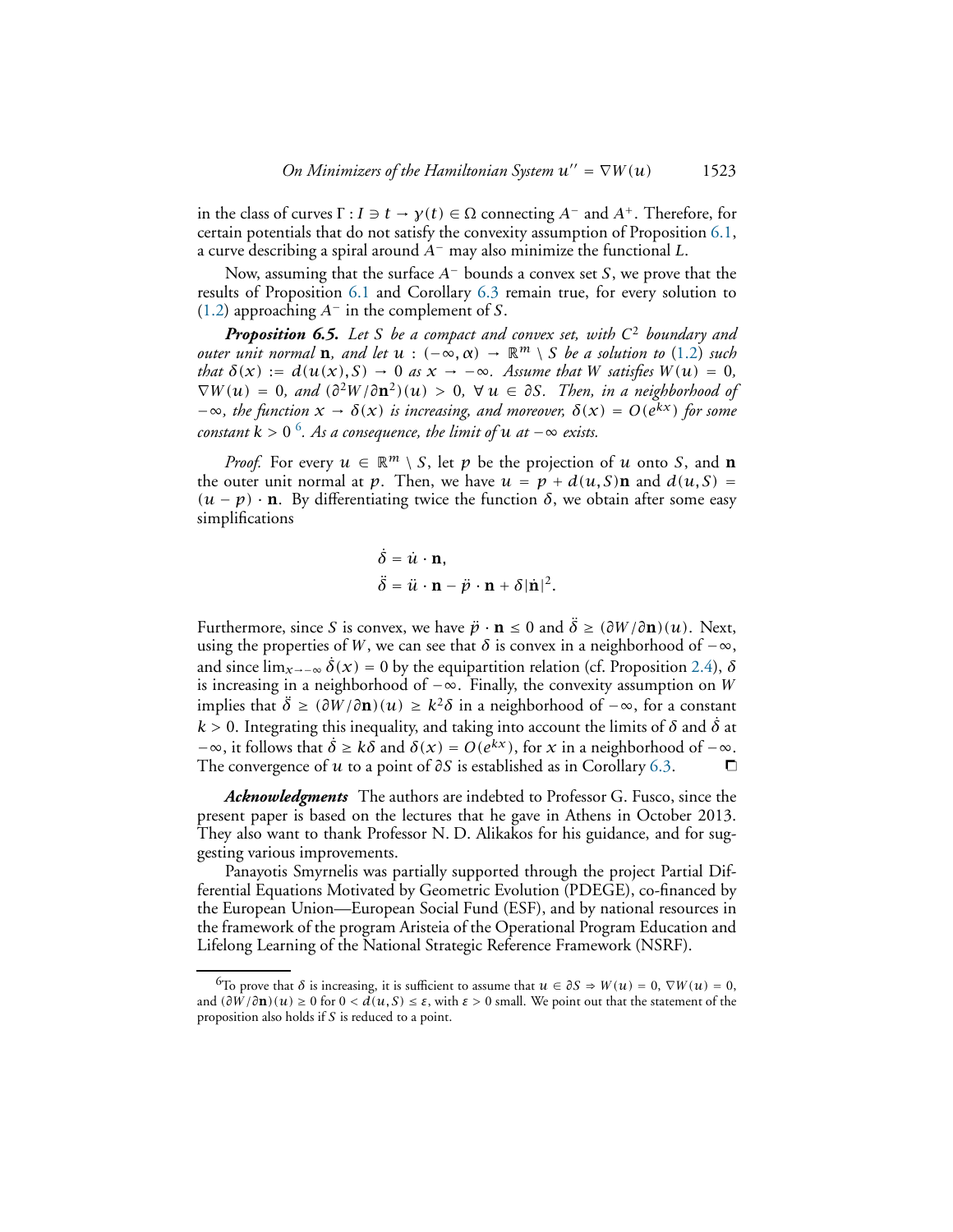in the class of curves $\Gamma : I \ni t \to \gamma(t) \in \Omega$ connecting $A^-$ and $A^+$. Therefore, for certain potentials that do not satisfy the convexity assumption of Proposition 6.1, a curve describing a spiral around $A^-$ may also minimize the functional $L$.

Now, assuming that the surface $A^-$ bounds a convex set $S$, we prove that the results of Proposition 6.1 and Corollary 6.3 remain true, for every solution to (1.2) approaching $A^-$ in the complement of $S$.

***Proposition 6.5.*** *Let $S$ be a compact and convex set, with $C^2$ boundary and outer unit normal $\mathbf{n}$, and let $u : (-\infty, \alpha) \to \mathbb{R}^m \setminus S$ be a solution to (1.2) such that $\delta(x) := d(u(x), S) \to 0$ as $x \to -\infty$. Assume that $W$ satisfies $W(u) = 0$, $\nabla W(u) = 0$, and $(\partial^2 W/\partial \mathbf{n}^2)(u) > 0$, $\forall\, u \in \partial S$. Then, in a neighborhood of $-\infty$, the function $x \to \delta(x)$ is increasing, and moreover, $\delta(x) = O(e^{kx})$ for some constant $k > 0$ [6]. As a consequence, the limit of $u$ at $-\infty$ exists.*

*Proof.* For every $u \in \mathbb{R}^m \setminus S$, let $p$ be the projection of $u$ onto $S$, and $\mathbf{n}$ the outer unit normal at $p$. Then, we have $u = p + d(u, S)\mathbf{n}$ and $d(u, S) = (u - p) \cdot \mathbf{n}$. By differentiating twice the function $\delta$, we obtain after some easy simplifications

$$\dot{\delta} = \dot{u} \cdot \mathbf{n},$$
$$\ddot{\delta} = \ddot{u} \cdot \mathbf{n} - \ddot{p} \cdot \mathbf{n} + \delta |\dot{\mathbf{n}}|^2.$$

Furthermore, since $S$ is convex, we have $\ddot{p} \cdot \mathbf{n} \le 0$ and $\ddot{\delta} \ge (\partial W/\partial \mathbf{n})(u)$. Next, using the properties of $W$, we can see that $\delta$ is convex in a neighborhood of $-\infty$, and since $\lim_{x \to -\infty} \dot{\delta}(x) = 0$ by the equipartition relation (cf. Proposition 2.4), $\delta$ is increasing in a neighborhood of $-\infty$. Finally, the convexity assumption on $W$ implies that $\ddot{\delta} \ge (\partial W/\partial \mathbf{n})(u) \ge k^2 \delta$ in a neighborhood of $-\infty$, for a constant $k > 0$. Integrating this inequality, and taking into account the limits of $\delta$ and $\dot{\delta}$ at $-\infty$, it follows that $\dot{\delta} \ge k\delta$ and $\delta(x) = O(e^{kx})$, for $x$ in a neighborhood of $-\infty$. The convergence of $u$ to a point of $\partial S$ is established as in Corollary 6.3. ◻

***Acknowledgments*** The authors are indebted to Professor G. Fusco, since the present paper is based on the lectures that he gave in Athens in October 2013. They also want to thank Professor N. D. Alikakos for his guidance, and for suggesting various improvements.

Panayotis Smyrnelis was partially supported through the project Partial Differential Equations Motivated by Geometric Evolution (PDEGE), co-financed by the European Union—European Social Fund (ESF), and by national resources in the framework of the program Aristeia of the Operational Program Education and Lifelong Learning of the National Strategic Reference Framework (NSRF).

---

[6] To prove that $\delta$ is increasing, it is sufficient to assume that $u \in \partial S \Rightarrow W(u) = 0$, $\nabla W(u) = 0$, and $(\partial W/\partial \mathbf{n})(u) \ge 0$ for $0 < d(u, S) \le \varepsilon$, with $\varepsilon > 0$ small. We point out that the statement of the proposition also holds if $S$ is reduced to a point.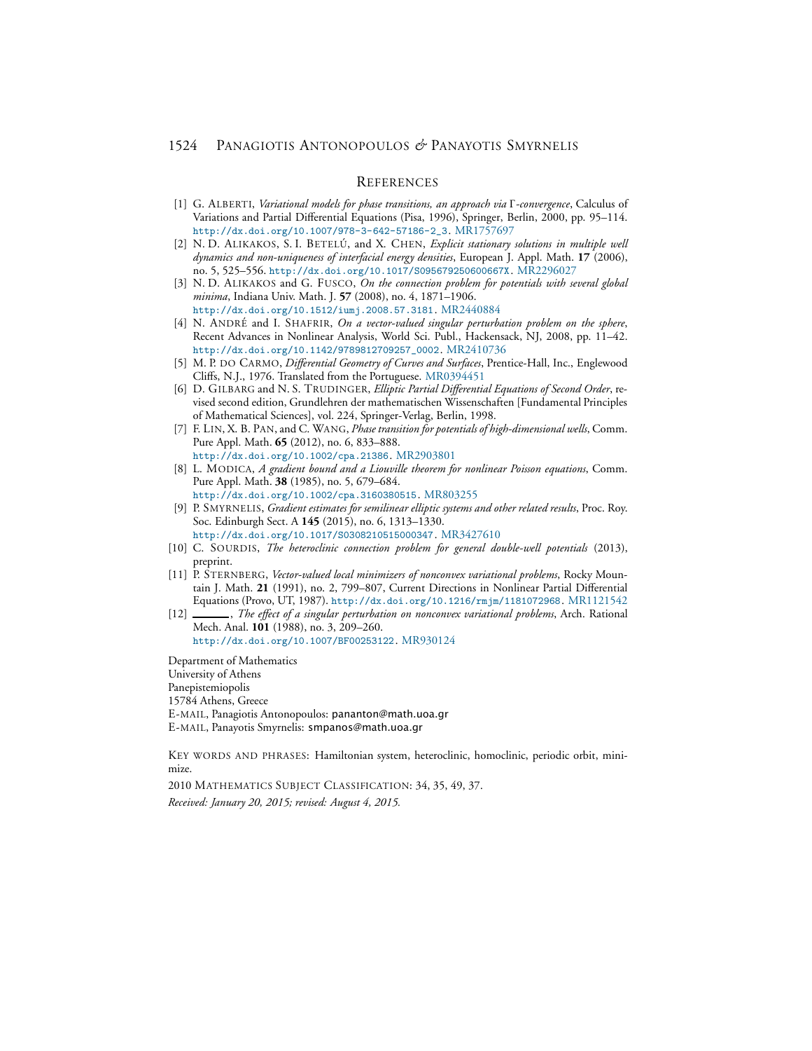## References

[1] G. Alberti, *Variational models for phase transitions, an approach via* $\Gamma$*-convergence*, Calculus of Variations and Partial Differential Equations (Pisa, 1996), Springer, Berlin, 2000, pp. 95–114. http://dx.doi.org/10.1007/978-3-642-57186-2_3. MR1757697

[2] N. D. Alikakos, S. I. Betelú, and X. Chen, *Explicit stationary solutions in multiple well dynamics and non-uniqueness of interfacial energy densities*, European J. Appl. Math. **17** (2006), no. 5, 525–556. http://dx.doi.org/10.1017/S095679250600667X. MR2296027

[3] N. D. Alikakos and G. Fusco, *On the connection problem for potentials with several global minima*, Indiana Univ. Math. J. **57** (2008), no. 4, 1871–1906. http://dx.doi.org/10.1512/iumj.2008.57.3181. MR2440884

[4] N. André and I. Shafrir, *On a vector-valued singular perturbation problem on the sphere*, Recent Advances in Nonlinear Analysis, World Sci. Publ., Hackensack, NJ, 2008, pp. 11–42. http://dx.doi.org/10.1142/9789812709257_0002. MR2410736

[5] M. P. do Carmo, *Differential Geometry of Curves and Surfaces*, Prentice-Hall, Inc., Englewood Cliffs, N.J., 1976. Translated from the Portuguese. MR0394451

[6] D. Gilbarg and N. S. Trudinger, *Elliptic Partial Differential Equations of Second Order*, revised second edition, Grundlehren der mathematischen Wissenschaften [Fundamental Principles of Mathematical Sciences], vol. 224, Springer-Verlag, Berlin, 1998.

[7] F. Lin, X. B. Pan, and C. Wang, *Phase transition for potentials of high-dimensional wells*, Comm. Pure Appl. Math. **65** (2012), no. 6, 833–888. http://dx.doi.org/10.1002/cpa.21386. MR2903801

[8] L. Modica, *A gradient bound and a Liouville theorem for nonlinear Poisson equations*, Comm. Pure Appl. Math. **38** (1985), no. 5, 679–684. http://dx.doi.org/10.1002/cpa.3160380515. MR803255

[9] P. Smyrnelis, *Gradient estimates for semilinear elliptic systems and other related results*, Proc. Roy. Soc. Edinburgh Sect. A **145** (2015), no. 6, 1313–1330. http://dx.doi.org/10.1017/S0308210515000347. MR3427610

[10] C. Sourdis, *The heteroclinic connection problem for general double-well potentials* (2013), preprint.

[11] P. Sternberg, *Vector-valued local minimizers of nonconvex variational problems*, Rocky Mountain J. Math. **21** (1991), no. 2, 799–807, Current Directions in Nonlinear Partial Differential Equations (Provo, UT, 1987). http://dx.doi.org/10.1216/rmjm/1181072968. MR1121542

[12] ______, *The effect of a singular perturbation on nonconvex variational problems*, Arch. Rational Mech. Anal. **101** (1988), no. 3, 209–260. http://dx.doi.org/10.1007/BF00253122. MR930124

Department of Mathematics
University of Athens
Panepistemiopolis
15784 Athens, Greece
E-mail, Panagiotis Antonopoulos: pananton@math.uoa.gr
E-mail, Panayotis Smyrnelis: smpanos@math.uoa.gr

Key words and phrases: Hamiltonian system, heteroclinic, homoclinic, periodic orbit, minimize.

2010 Mathematics Subject Classification: 34, 35, 49, 37.

*Received: January 20, 2015; revised: August 4, 2015.*